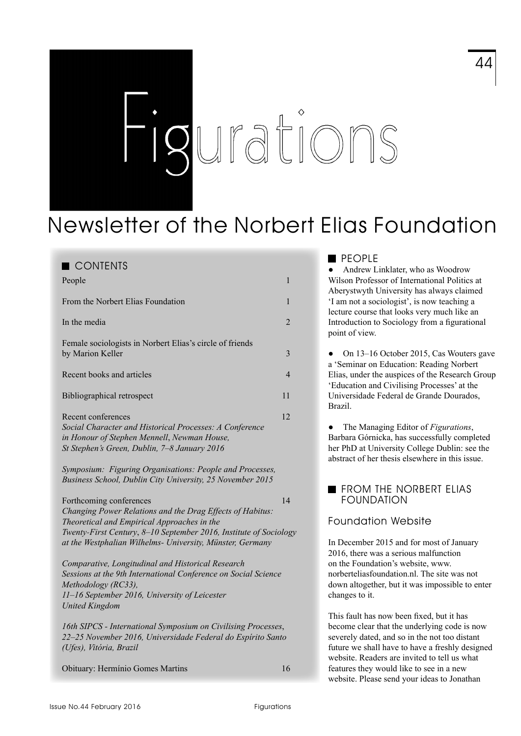# Figurations

## Newsletter of the Norbert Elias Foundation

### CONTENTS

| | |
|---|---|
| People | 1 |
| From the Norbert Elias Foundation | 1 |
| In the media | 2 |
| Female sociologists in Norbert Elias's circle of friends by Marion Keller | 3 |
| Recent books and articles | 4 |
| Bibliographical retrospect | 11 |
| Recent conferences | 12 |
| *Social Character and Historical Processes: A Conference in Honour of Stephen Mennell, Newman House, St Stephen's Green, Dublin, 7–8 January 2016* | |
| *Symposium: Figuring Organisations: People and Processes, Business School, Dublin City University, 25 November 2015* | |
| Forthcoming conferences | 14 |
| *Changing Power Relations and the Drag Effects of Habitus: Theoretical and Empirical Approaches in the Twenty-First Century, 8–10 September 2016, Institute of Sociology at the Westphalian Wilhelms- University, Münster, Germany* | |
| *Comparative, Longitudinal and Historical Research Sessions at the 9th International Conference on Social Science Methodology (RC33), 11–16 September 2016, University of Leicester United Kingdom* | |
| *16th SIPCS - International Symposium on Civilising Processes, 22–25 November 2016, Universidade Federal do Espírito Santo (Ufes), Vitória, Brazil* | |
| Obituary: Hermínio Gomes Martins | 16 |

### PEOPLE

● Andrew Linklater, who as Woodrow Wilson Professor of International Politics at Aberystwyth University has always claimed 'I am not a sociologist', is now teaching a lecture course that looks very much like an Introduction to Sociology from a figurational point of view.

● On 13–16 October 2015, Cas Wouters gave a 'Seminar on Education: Reading Norbert Elias, under the auspices of the Research Group 'Education and Civilising Processes' at the Universidade Federal de Grande Dourados, Brazil.

● The Managing Editor of *Figurations*, Barbara Górnicka, has successfully completed her PhD at University College Dublin: see the abstract of her thesis elsewhere in this issue.

### FROM THE NORBERT ELIAS FOUNDATION

#### Foundation Website

In December 2015 and for most of January 2016, there was a serious malfunction on the Foundation's website, www.norberteliasfoundation.nl. The site was not down altogether, but it was impossible to enter changes to it.

This fault has now been fixed, but it has become clear that the underlying code is now severely dated, and so in the not too distant future we shall have to have a freshly designed website. Readers are invited to tell us what features they would like to see in a new website. Please send your ideas to Jonathan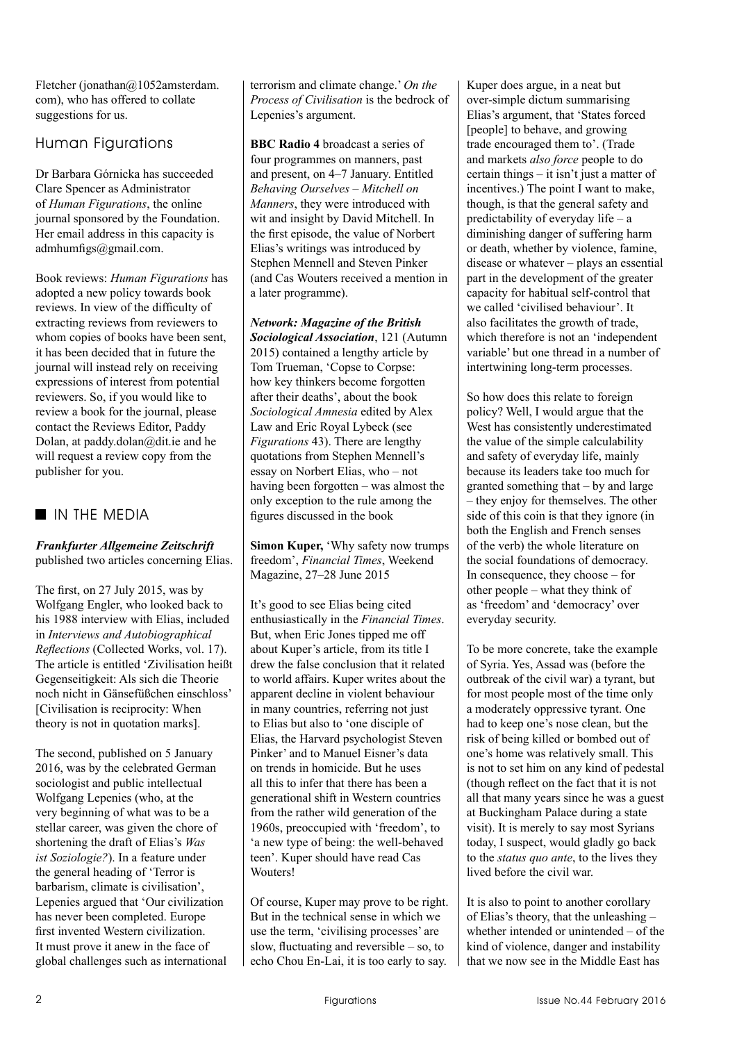Fletcher (jonathan@1052amsterdam.com), who has offered to collate suggestions for us.

## Human Figurations

Dr Barbara Górnicka has succeeded Clare Spencer as Administrator of *Human Figurations*, the online journal sponsored by the Foundation. Her email address in this capacity is admhumfigs@gmail.com.

Book reviews: *Human Figurations* has adopted a new policy towards book reviews. In view of the difficulty of extracting reviews from reviewers to whom copies of books have been sent, it has been decided that in future the journal will instead rely on receiving expressions of interest from potential reviewers. So, if you would like to review a book for the journal, please contact the Reviews Editor, Paddy Dolan, at paddy.dolan@dit.ie and he will request a review copy from the publisher for you.

## IN THE MEDIA

***Frankfurter Allgemeine Zeitschrift*** published two articles concerning Elias.

The first, on 27 July 2015, was by Wolfgang Engler, who looked back to his 1988 interview with Elias, included in *Interviews and Autobiographical Reflections* (Collected Works, vol. 17). The article is entitled 'Zivilisation heißt Gegenseitigkeit: Als sich die Theorie noch nicht in Gänsefüßchen einschloss' [Civilisation is reciprocity: When theory is not in quotation marks].

The second, published on 5 January 2016, was by the celebrated German sociologist and public intellectual Wolfgang Lepenies (who, at the very beginning of what was to be a stellar career, was given the chore of shortening the draft of Elias's *Was ist Soziologie?*). In a feature under the general heading of 'Terror is barbarism, climate is civilisation', Lepenies argued that 'Our civilization has never been completed. Europe first invented Western civilization. It must prove it anew in the face of global challenges such as international terrorism and climate change.' *On the Process of Civilisation* is the bedrock of Lepenies's argument.

**BBC Radio 4** broadcast a series of four programmes on manners, past and present, on 4–7 January. Entitled *Behaving Ourselves – Mitchell on Manners*, they were introduced with wit and insight by David Mitchell. In the first episode, the value of Norbert Elias's writings was introduced by Stephen Mennell and Steven Pinker (and Cas Wouters received a mention in a later programme).

***Network: Magazine of the British Sociological Association***, 121 (Autumn 2015) contained a lengthy article by Tom Trueman, 'Copse to Corpse: how key thinkers become forgotten after their deaths', about the book *Sociological Amnesia* edited by Alex Law and Eric Royal Lybeck (see *Figurations* 43). There are lengthy quotations from Stephen Mennell's essay on Norbert Elias, who – not having been forgotten – was almost the only exception to the rule among the figures discussed in the book

**Simon Kuper,** 'Why safety now trumps freedom', *Financial Times*, Weekend Magazine, 27–28 June 2015

It's good to see Elias being cited enthusiastically in the *Financial Times*. But, when Eric Jones tipped me off about Kuper's article, from its title I drew the false conclusion that it related to world affairs. Kuper writes about the apparent decline in violent behaviour in many countries, referring not just to Elias but also to 'one disciple of Elias, the Harvard psychologist Steven Pinker' and to Manuel Eisner's data on trends in homicide. But he uses all this to infer that there has been a generational shift in Western countries from the rather wild generation of the 1960s, preoccupied with 'freedom', to 'a new type of being: the well-behaved teen'. Kuper should have read Cas Wouters!

Of course, Kuper may prove to be right. But in the technical sense in which we use the term, 'civilising processes' are slow, fluctuating and reversible – so, to echo Chou En-Lai, it is too early to say. Kuper does argue, in a neat but over-simple dictum summarising Elias's argument, that 'States forced [people] to behave, and growing trade encouraged them to'. (Trade and markets *also force* people to do certain things – it isn't just a matter of incentives.) The point I want to make, though, is that the general safety and predictability of everyday life – a diminishing danger of suffering harm or death, whether by violence, famine, disease or whatever – plays an essential part in the development of the greater capacity for habitual self-control that we called 'civilised behaviour'. It also facilitates the growth of trade, which therefore is not an 'independent variable' but one thread in a number of intertwining long-term processes.

So how does this relate to foreign policy? Well, I would argue that the West has consistently underestimated the value of the simple calculability and safety of everyday life, mainly because its leaders take too much for granted something that – by and large – they enjoy for themselves. The other side of this coin is that they ignore (in both the English and French senses of the verb) the whole literature on the social foundations of democracy. In consequence, they choose – for other people – what they think of as 'freedom' and 'democracy' over everyday security.

To be more concrete, take the example of Syria. Yes, Assad was (before the outbreak of the civil war) a tyrant, but for most people most of the time only a moderately oppressive tyrant. One had to keep one's nose clean, but the risk of being killed or bombed out of one's home was relatively small. This is not to set him on any kind of pedestal (though reflect on the fact that it is not all that many years since he was a guest at Buckingham Palace during a state visit). It is merely to say most Syrians today, I suspect, would gladly go back to the *status quo ante*, to the lives they lived before the civil war.

It is also to point to another corollary of Elias's theory, that the unleashing – whether intended or unintended – of the kind of violence, danger and instability that we now see in the Middle East has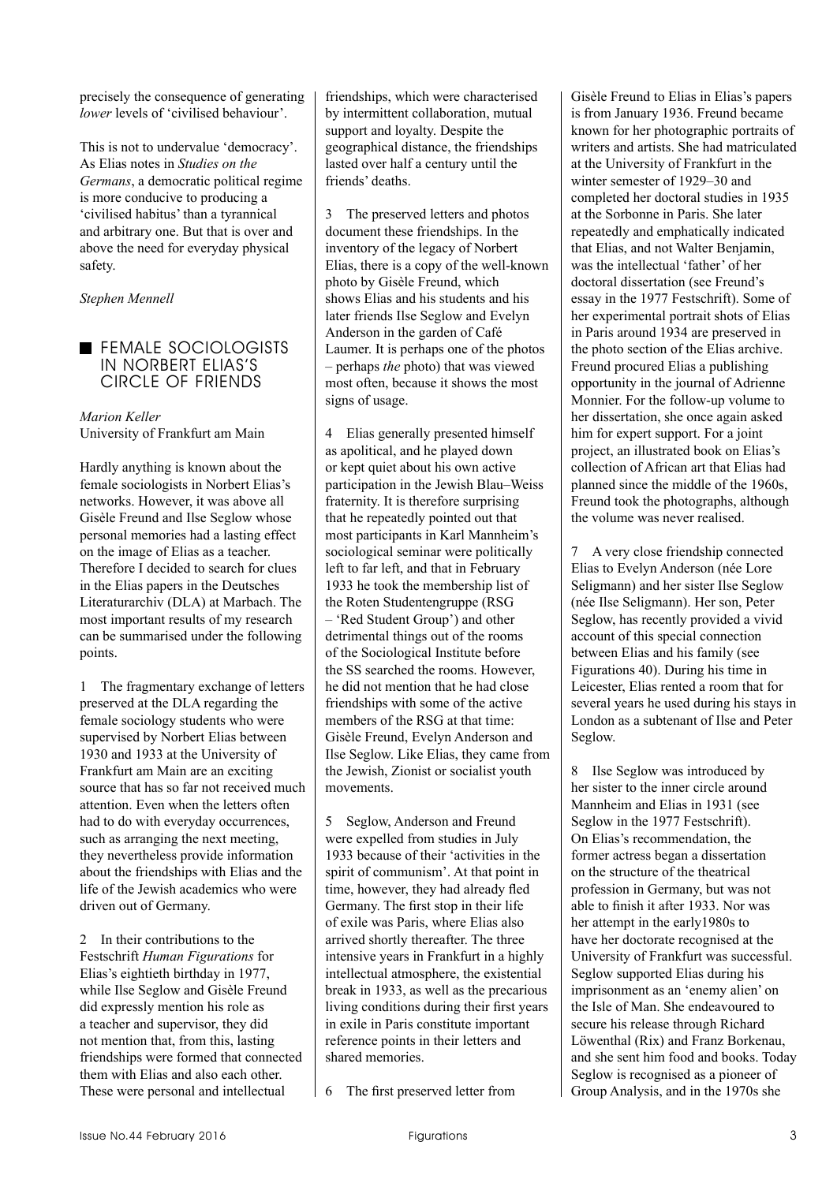precisely the consequence of generating *lower* levels of 'civilised behaviour'.

This is not to undervalue 'democracy'. As Elias notes in *Studies on the Germans*, a democratic political regime is more conducive to producing a 'civilised habitus' than a tyrannical and arbitrary one. But that is over and above the need for everyday physical safety.

*Stephen Mennell*

## FEMALE SOCIOLOGISTS IN NORBERT ELIAS'S CIRCLE OF FRIENDS

*Marion Keller*
University of Frankfurt am Main

Hardly anything is known about the female sociologists in Norbert Elias's networks. However, it was above all Gisèle Freund and Ilse Seglow whose personal memories had a lasting effect on the image of Elias as a teacher. Therefore I decided to search for clues in the Elias papers in the Deutsches Literaturarchiv (DLA) at Marbach. The most important results of my research can be summarised under the following points.

1 The fragmentary exchange of letters preserved at the DLA regarding the female sociology students who were supervised by Norbert Elias between 1930 and 1933 at the University of Frankfurt am Main are an exciting source that has so far not received much attention. Even when the letters often had to do with everyday occurrences, such as arranging the next meeting, they nevertheless provide information about the friendships with Elias and the life of the Jewish academics who were driven out of Germany.

2 In their contributions to the Festschrift *Human Figurations* for Elias's eightieth birthday in 1977, while Ilse Seglow and Gisèle Freund did expressly mention his role as a teacher and supervisor, they did not mention that, from this, lasting friendships were formed that connected them with Elias and also each other. These were personal and intellectual friendships, which were characterised by intermittent collaboration, mutual support and loyalty. Despite the geographical distance, the friendships lasted over half a century until the friends' deaths.

3 The preserved letters and photos document these friendships. In the inventory of the legacy of Norbert Elias, there is a copy of the well-known photo by Gisèle Freund, which shows Elias and his students and his later friends Ilse Seglow and Evelyn Anderson in the garden of Café Laumer. It is perhaps one of the photos – perhaps *the* photo) that was viewed most often, because it shows the most signs of usage.

4 Elias generally presented himself as apolitical, and he played down or kept quiet about his own active participation in the Jewish Blau–Weiss fraternity. It is therefore surprising that he repeatedly pointed out that most participants in Karl Mannheim's sociological seminar were politically left to far left, and that in February 1933 he took the membership list of the Roten Studentengruppe (RSG – 'Red Student Group') and other detrimental things out of the rooms of the Sociological Institute before the SS searched the rooms. However, he did not mention that he had close friendships with some of the active members of the RSG at that time: Gisèle Freund, Evelyn Anderson and Ilse Seglow. Like Elias, they came from the Jewish, Zionist or socialist youth movements.

5 Seglow, Anderson and Freund were expelled from studies in July 1933 because of their 'activities in the spirit of communism'. At that point in time, however, they had already fled Germany. The first stop in their life of exile was Paris, where Elias also arrived shortly thereafter. The three intensive years in Frankfurt in a highly intellectual atmosphere, the existential break in 1933, as well as the precarious living conditions during their first years in exile in Paris constitute important reference points in their letters and shared memories.

6 The first preserved letter from Gisèle Freund to Elias in Elias's papers is from January 1936. Freund became known for her photographic portraits of writers and artists. She had matriculated at the University of Frankfurt in the winter semester of 1929–30 and completed her doctoral studies in 1935 at the Sorbonne in Paris. She later repeatedly and emphatically indicated that Elias, and not Walter Benjamin, was the intellectual 'father' of her doctoral dissertation (see Freund's essay in the 1977 Festschrift). Some of her experimental portrait shots of Elias in Paris around 1934 are preserved in the photo section of the Elias archive. Freund procured Elias a publishing opportunity in the journal of Adrienne Monnier. For the follow-up volume to her dissertation, she once again asked him for expert support. For a joint project, an illustrated book on Elias's collection of African art that Elias had planned since the middle of the 1960s, Freund took the photographs, although the volume was never realised.

7 A very close friendship connected Elias to Evelyn Anderson (née Lore Seligmann) and her sister Ilse Seglow (née Ilse Seligmann). Her son, Peter Seglow, has recently provided a vivid account of this special connection between Elias and his family (see Figurations 40). During his time in Leicester, Elias rented a room that for several years he used during his stays in London as a subtenant of Ilse and Peter Seglow.

8 Ilse Seglow was introduced by her sister to the inner circle around Mannheim and Elias in 1931 (see Seglow in the 1977 Festschrift). On Elias's recommendation, the former actress began a dissertation on the structure of the theatrical profession in Germany, but was not able to finish it after 1933. Nor was her attempt in the early1980s to have her doctorate recognised at the University of Frankfurt was successful. Seglow supported Elias during his imprisonment as an 'enemy alien' on the Isle of Man. She endeavoured to secure his release through Richard Löwenthal (Rix) and Franz Borkenau, and she sent him food and books. Today Seglow is recognised as a pioneer of Group Analysis, and in the 1970s she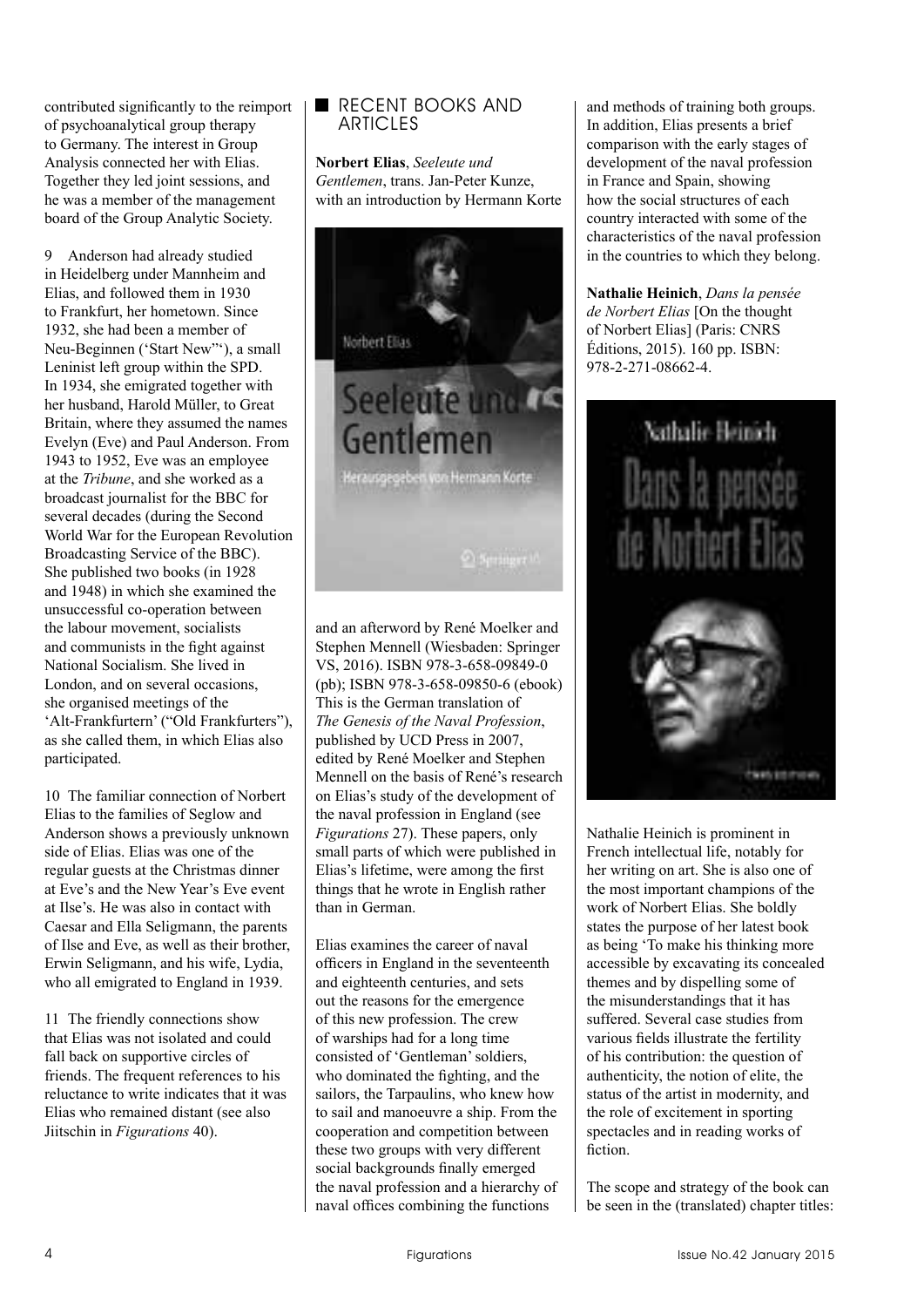contributed significantly to the reimport of psychoanalytical group therapy to Germany. The interest in Group Analysis connected her with Elias. Together they led joint sessions, and he was a member of the management board of the Group Analytic Society.

9 Anderson had already studied in Heidelberg under Mannheim and Elias, and followed them in 1930 to Frankfurt, her hometown. Since 1932, she had been a member of Neu-Beginnen ('Start New"'), a small Leninist left group within the SPD. In 1934, she emigrated together with her husband, Harold Müller, to Great Britain, where they assumed the names Evelyn (Eve) and Paul Anderson. From 1943 to 1952, Eve was an employee at the *Tribune*, and she worked as a broadcast journalist for the BBC for several decades (during the Second World War for the European Revolution Broadcasting Service of the BBC). She published two books (in 1928 and 1948) in which she examined the unsuccessful co-operation between the labour movement, socialists and communists in the fight against National Socialism. She lived in London, and on several occasions, she organised meetings of the 'Alt-Frankfurtern' ("Old Frankfurters"), as she called them, in which Elias also participated.

10 The familiar connection of Norbert Elias to the families of Seglow and Anderson shows a previously unknown side of Elias. Elias was one of the regular guests at the Christmas dinner at Eve's and the New Year's Eve event at Ilse's. He was also in contact with Caesar and Ella Seligmann, the parents of Ilse and Eve, as well as their brother, Erwin Seligmann, and his wife, Lydia, who all emigrated to England in 1939.

11 The friendly connections show that Elias was not isolated and could fall back on supportive circles of friends. The frequent references to his reluctance to write indicates that it was Elias who remained distant (see also Jiitschin in *Figurations* 40).

## RECENT BOOKS AND ARTICLES

**Norbert Elias**, *Seeleute und Gentlemen*, trans. Jan-Peter Kunze, with an introduction by Hermann Korte and an afterword by René Moelker and Stephen Mennell (Wiesbaden: Springer VS, 2016). ISBN 978-3-658-09849-0 (pb); ISBN 978-3-658-09850-6 (ebook) This is the German translation of *The Genesis of the Naval Profession*, published by UCD Press in 2007, edited by René Moelker and Stephen Mennell on the basis of René's research on Elias's study of the development of the naval profession in England (see *Figurations* 27). These papers, only small parts of which were published in Elias's lifetime, were among the first things that he wrote in English rather than in German.

Elias examines the career of naval officers in England in the seventeenth and eighteenth centuries, and sets out the reasons for the emergence of this new profession. The crew of warships had for a long time consisted of 'Gentleman' soldiers, who dominated the fighting, and the sailors, the Tarpaulins, who knew how to sail and manoeuvre a ship. From the cooperation and competition between these two groups with very different social backgrounds finally emerged the naval profession and a hierarchy of naval offices combining the functions and methods of training both groups. In addition, Elias presents a brief comparison with the early stages of development of the naval profession in France and Spain, showing how the social structures of each country interacted with some of the characteristics of the naval profession in the countries to which they belong.

**Nathalie Heinich**, *Dans la pensée de Norbert Elias* [On the thought of Norbert Elias] (Paris: CNRS Éditions, 2015). 160 pp. ISBN: 978-2-271-08662-4.

Nathalie Heinich is prominent in French intellectual life, notably for her writing on art. She is also one of the most important champions of the work of Norbert Elias. She boldly states the purpose of her latest book as being 'To make his thinking more accessible by excavating its concealed themes and by dispelling some of the misunderstandings that it has suffered. Several case studies from various fields illustrate the fertility of his contribution: the question of authenticity, the notion of elite, the status of the artist in modernity, and the role of excitement in sporting spectacles and in reading works of fiction.

The scope and strategy of the book can be seen in the (translated) chapter titles: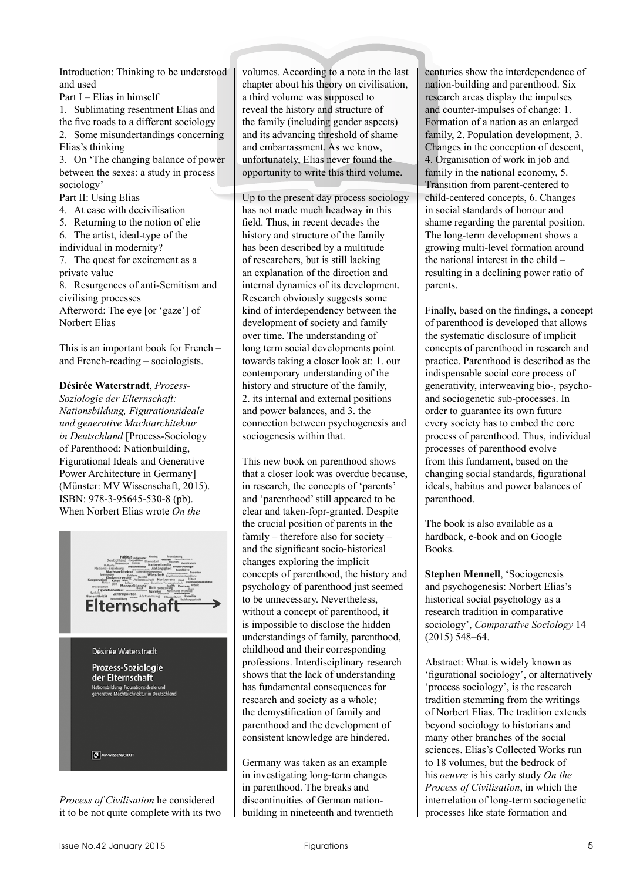Introduction: Thinking to be understood and used

Part I – Elias in himself

1. Sublimating resentment Elias and the five roads to a different sociology
2. Some misundertandings concerning Elias's thinking
3. On 'The changing balance of power between the sexes: a study in process sociology'

Part II: Using Elias

4. At ease with decivilisation
5. Returning to the notion of elie
6. The artist, ideal-type of the individual in modernity?
7. The quest for excitement as a private value
8. Resurgences of anti-Semitism and civilising processes

Afterword: The eye [or 'gaze'] of Norbert Elias

This is an important book for French – and French-reading – sociologists.

**Désirée Waterstradt**, *Prozess-Soziologie der Elternschaft: Nationsbildung, Figurationsideale und generative Machtarchitektur in Deutschland* [Process-Sociology of Parenthood: Nationbuilding, Figurational Ideals and Generative Power Architecture in Germany] (Münster: MV Wissenschaft, 2015). ISBN: 978-3-95645-530-8 (pb).

When Norbert Elias wrote *On the Process of Civilisation* he considered it to be not quite complete with its two volumes. According to a note in the last chapter about his theory on civilisation, a third volume was supposed to reveal the history and structure of the family (including gender aspects) and its advancing threshold of shame and embarrassment. As we know, unfortunately, Elias never found the opportunity to write this third volume.

Up to the present day process sociology has not made much headway in this field. Thus, in recent decades the history and structure of the family has been described by a multitude of researchers, but is still lacking an explanation of the direction and internal dynamics of its development. Research obviously suggests some kind of interdependency between the development of society and family over time. The understanding of long term social developments point towards taking a closer look at: 1. our contemporary understanding of the history and structure of the family, 2. its internal and external positions and power balances, and 3. the connection between psychogenesis and sociogenesis within that.

This new book on parenthood shows that a closer look was overdue because, in research, the concepts of 'parents' and 'parenthood' still appeared to be clear and taken-fopr-granted. Despite the crucial position of parents in the family – therefore also for society – and the significant socio-historical changes exploring the implicit concepts of parenthood, the history and psychology of parenthood just seemed to be unnecessary. Nevertheless, without a concept of parenthood, it is impossible to disclose the hidden understandings of family, parenthood, childhood and their corresponding professions. Interdisciplinary research shows that the lack of understanding has fundamental consequences for research and society as a whole; the demystification of family and parenthood and the development of consistent knowledge are hindered.

Germany was taken as an example in investigating long-term changes in parenthood. The breaks and discontinuities of German nation-building in nineteenth and twentieth centuries show the interdependence of nation-building and parenthood. Six research areas display the impulses and counter-impulses of change: 1. Formation of a nation as an enlarged family, 2. Population development, 3. Changes in the conception of descent, 4. Organisation of work in job and family in the national economy, 5. Transition from parent-centered to child-centered concepts, 6. Changes in social standards of honour and shame regarding the parental position. The long-term development shows a growing multi-level formation around the national interest in the child – resulting in a declining power ratio of parents.

Finally, based on the findings, a concept of parenthood is developed that allows the systematic disclosure of implicit concepts of parenthood in research and practice. Parenthood is described as the indispensable social core process of generativity, interweaving bio-, psycho- and sociogenetic sub-processes. In order to guarantee its own future every society has to embed the core process of parenthood. Thus, individual processes of parenthood evolve from this fundament, based on the changing social standards, figurational ideals, habitus and power balances of parenthood.

The book is also available as a hardback, e-book and on Google Books.

**Stephen Mennell**, 'Sociogenesis and psychogenesis: Norbert Elias's historical social psychology as a research tradition in comparative sociology', *Comparative Sociology* 14 (2015) 548–64.

Abstract: What is widely known as 'figurational sociology', or alternatively 'process sociology', is the research tradition stemming from the writings of Norbert Elias. The tradition extends beyond sociology to historians and many other branches of the social sciences. Elias's Collected Works run to 18 volumes, but the bedrock of his *oeuvre* is his early study *On the Process of Civilisation*, in which the interrelation of long-term sociogenetic processes like state formation and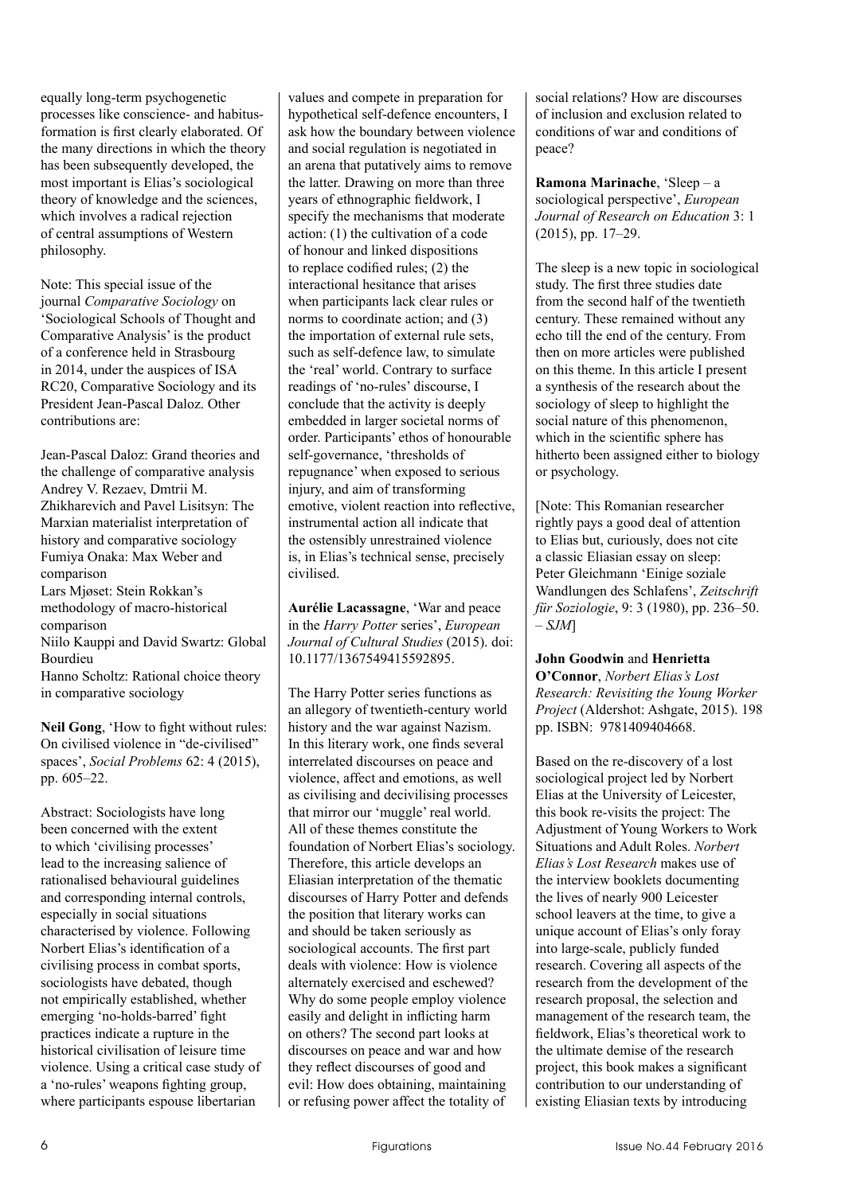equally long-term psychogenetic processes like conscience- and habitus-formation is first clearly elaborated. Of the many directions in which the theory has been subsequently developed, the most important is Elias's sociological theory of knowledge and the sciences, which involves a radical rejection of central assumptions of Western philosophy.

Note: This special issue of the journal *Comparative Sociology* on 'Sociological Schools of Thought and Comparative Analysis' is the product of a conference held in Strasbourg in 2014, under the auspices of ISA RC20, Comparative Sociology and its President Jean-Pascal Daloz. Other contributions are:

Jean-Pascal Daloz: Grand theories and the challenge of comparative analysis
Andrey V. Rezaev, Dmtrii M. Zhikharevich and Pavel Lisitsyn: The Marxian materialist interpretation of history and comparative sociology
Fumiya Onaka: Max Weber and comparison
Lars Mjøset: Stein Rokkan's methodology of macro-historical comparison
Niilo Kauppi and David Swartz: Global Bourdieu
Hanno Scholtz: Rational choice theory in comparative sociology

**Neil Gong**, 'How to fight without rules: On civilised violence in "de-civilised" spaces', *Social Problems* 62: 4 (2015), pp. 605–22.

Abstract: Sociologists have long been concerned with the extent to which 'civilising processes' lead to the increasing salience of rationalised behavioural guidelines and corresponding internal controls, especially in social situations characterised by violence. Following Norbert Elias's identification of a civilising process in combat sports, sociologists have debated, though not empirically established, whether emerging 'no-holds-barred' fight practices indicate a rupture in the historical civilisation of leisure time violence. Using a critical case study of a 'no-rules' weapons fighting group, where participants espouse libertarian values and compete in preparation for hypothetical self-defence encounters, I ask how the boundary between violence and social regulation is negotiated in an arena that putatively aims to remove the latter. Drawing on more than three years of ethnographic fieldwork, I specify the mechanisms that moderate action: (1) the cultivation of a code of honour and linked dispositions to replace codified rules; (2) the interactional hesitance that arises when participants lack clear rules or norms to coordinate action; and (3) the importation of external rule sets, such as self-defence law, to simulate the 'real' world. Contrary to surface readings of 'no-rules' discourse, I conclude that the activity is deeply embedded in larger societal norms of order. Participants' ethos of honourable self-governance, 'thresholds of repugnance' when exposed to serious injury, and aim of transforming emotive, violent reaction into reflective, instrumental action all indicate that the ostensibly unrestrained violence is, in Elias's technical sense, precisely civilised.

**Aurélie Lacassagne**, 'War and peace in the *Harry Potter* series', *European Journal of Cultural Studies* (2015). doi: 10.1177/1367549415592895.

The Harry Potter series functions as an allegory of twentieth-century world history and the war against Nazism. In this literary work, one finds several interrelated discourses on peace and violence, affect and emotions, as well as civilising and decivilising processes that mirror our 'muggle' real world. All of these themes constitute the foundation of Norbert Elias's sociology. Therefore, this article develops an Eliasian interpretation of the thematic discourses of Harry Potter and defends the position that literary works can and should be taken seriously as sociological accounts. The first part deals with violence: How is violence alternately exercised and eschewed? Why do some people employ violence easily and delight in inflicting harm on others? The second part looks at discourses on peace and war and how they reflect discourses of good and evil: How does obtaining, maintaining or refusing power affect the totality of social relations? How are discourses of inclusion and exclusion related to conditions of war and conditions of peace?

**Ramona Marinache**, 'Sleep – a sociological perspective', *European Journal of Research on Education* 3: 1 (2015), pp. 17–29.

The sleep is a new topic in sociological study. The first three studies date from the second half of the twentieth century. These remained without any echo till the end of the century. From then on more articles were published on this theme. In this article I present a synthesis of the research about the sociology of sleep to highlight the social nature of this phenomenon, which in the scientific sphere has hitherto been assigned either to biology or psychology.

[Note: This Romanian researcher rightly pays a good deal of attention to Elias but, curiously, does not cite a classic Eliasian essay on sleep: Peter Gleichmann 'Einige soziale Wandlungen des Schlafens', *Zeitschrift für Soziologie*, 9: 3 (1980), pp. 236–50. – *SJM*]

**John Goodwin** and **Henrietta O'Connor**, *Norbert Elias's Lost Research: Revisiting the Young Worker Project* (Aldershot: Ashgate, 2015). 198 pp. ISBN: 9781409404668.

Based on the re-discovery of a lost sociological project led by Norbert Elias at the University of Leicester, this book re-visits the project: The Adjustment of Young Workers to Work Situations and Adult Roles. *Norbert Elias's Lost Research* makes use of the interview booklets documenting the lives of nearly 900 Leicester school leavers at the time, to give a unique account of Elias's only foray into large-scale, publicly funded research. Covering all aspects of the research from the development of the research proposal, the selection and management of the research team, the fieldwork, Elias's theoretical work to the ultimate demise of the research project, this book makes a significant contribution to our understanding of existing Eliasian texts by introducing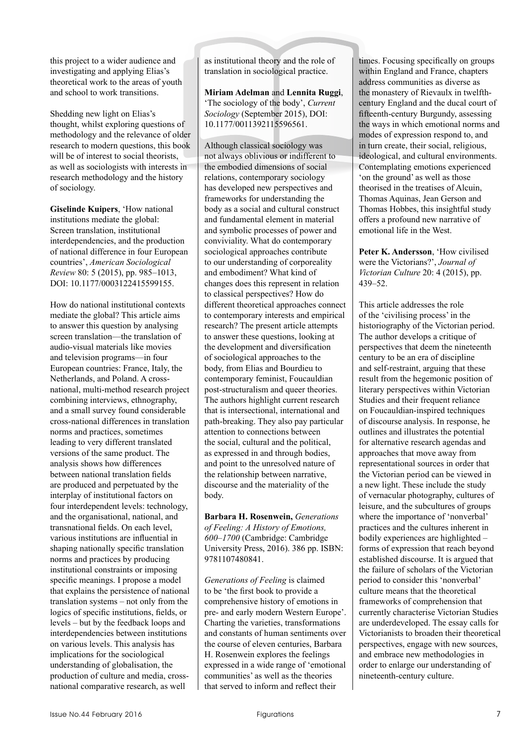this project to a wider audience and investigating and applying Elias's theoretical work to the areas of youth and school to work transitions.

Shedding new light on Elias's thought, whilst exploring questions of methodology and the relevance of older research to modern questions, this book will be of interest to social theorists, as well as sociologists with interests in research methodology and the history of sociology.

**Giselinde Kuipers**, 'How national institutions mediate the global: Screen translation, institutional interdependencies, and the production of national difference in four European countries', *American Sociological Review* 80: 5 (2015), pp. 985–1013, DOI: 10.1177/0003122415599155.

How do national institutional contexts mediate the global? This article aims to answer this question by analysing screen translation—the translation of audio-visual materials like movies and television programs—in four European countries: France, Italy, the Netherlands, and Poland. A cross-national, multi-method research project combining interviews, ethnography, and a small survey found considerable cross-national differences in translation norms and practices, sometimes leading to very different translated versions of the same product. The analysis shows how differences between national translation fields are produced and perpetuated by the interplay of institutional factors on four interdependent levels: technology, and the organisational, national, and transnational fields. On each level, various institutions are influential in shaping nationally specific translation norms and practices by producing institutional constraints or imposing specific meanings. I propose a model that explains the persistence of national translation systems – not only from the logics of specific institutions, fields, or levels – but by the feedback loops and interdependencies between institutions on various levels. This analysis has implications for the sociological understanding of globalisation, the production of culture and media, cross-national comparative research, as well as institutional theory and the role of translation in sociological practice.

**Miriam Adelman** and **Lennita Ruggi**, 'The sociology of the body', *Current Sociology* (September 2015), DOI: 10.1177/0011392115596561.

Although classical sociology was not always oblivious or indifferent to the embodied dimensions of social relations, contemporary sociology has developed new perspectives and frameworks for understanding the body as a social and cultural construct and fundamental element in material and symbolic processes of power and conviviality. What do contemporary sociological approaches contribute to our understanding of corporeality and embodiment? What kind of changes does this represent in relation to classical perspectives? How do different theoretical approaches connect to contemporary interests and empirical research? The present article attempts to answer these questions, looking at the development and diversification of sociological approaches to the body, from Elias and Bourdieu to contemporary feminist, Foucauldian post-structuralism and queer theories. The authors highlight current research that is intersectional, international and path-breaking. They also pay particular attention to connections between the social, cultural and the political, as expressed in and through bodies, and point to the unresolved nature of the relationship between narrative, discourse and the materiality of the body.

**Barbara H. Rosenwein,** *Generations of Feeling: A History of Emotions, 600–1700* (Cambridge: Cambridge University Press, 2016). 386 pp. ISBN: 9781107480841.

*Generations of Feeling* is claimed to be 'the first book to provide a comprehensive history of emotions in pre- and early modern Western Europe'. Charting the varieties, transformations and constants of human sentiments over the course of eleven centuries, Barbara H. Rosenwein explores the feelings expressed in a wide range of 'emotional communities' as well as the theories that served to inform and reflect their times. Focusing specifically on groups within England and France, chapters address communities as diverse as the monastery of Rievaulx in twelfth-century England and the ducal court of fifteenth-century Burgundy, assessing the ways in which emotional norms and modes of expression respond to, and in turn create, their social, religious, ideological, and cultural environments. Contemplating emotions experienced 'on the ground' as well as those theorised in the treatises of Alcuin, Thomas Aquinas, Jean Gerson and Thomas Hobbes, this insightful study offers a profound new narrative of emotional life in the West.

**Peter K. Andersson**, 'How civilised were the Victorians?', *Journal of Victorian Culture* 20: 4 (2015), pp. 439–52.

This article addresses the role of the 'civilising process' in the historiography of the Victorian period. The author develops a critique of perspectives that deem the nineteenth century to be an era of discipline and self-restraint, arguing that these result from the hegemonic position of literary perspectives within Victorian Studies and their frequent reliance on Foucauldian-inspired techniques of discourse analysis. In response, he outlines and illustrates the potential for alternative research agendas and approaches that move away from representational sources in order that the Victorian period can be viewed in a new light. These include the study of vernacular photography, cultures of leisure, and the subcultures of groups where the importance of 'nonverbal' practices and the cultures inherent in bodily experiences are highlighted – forms of expression that reach beyond established discourse. It is argued that the failure of scholars of the Victorian period to consider this 'nonverbal' culture means that the theoretical frameworks of comprehension that currently characterise Victorian Studies are underdeveloped. The essay calls for Victorianists to broaden their theoretical perspectives, engage with new sources, and embrace new methodologies in order to enlarge our understanding of nineteenth-century culture.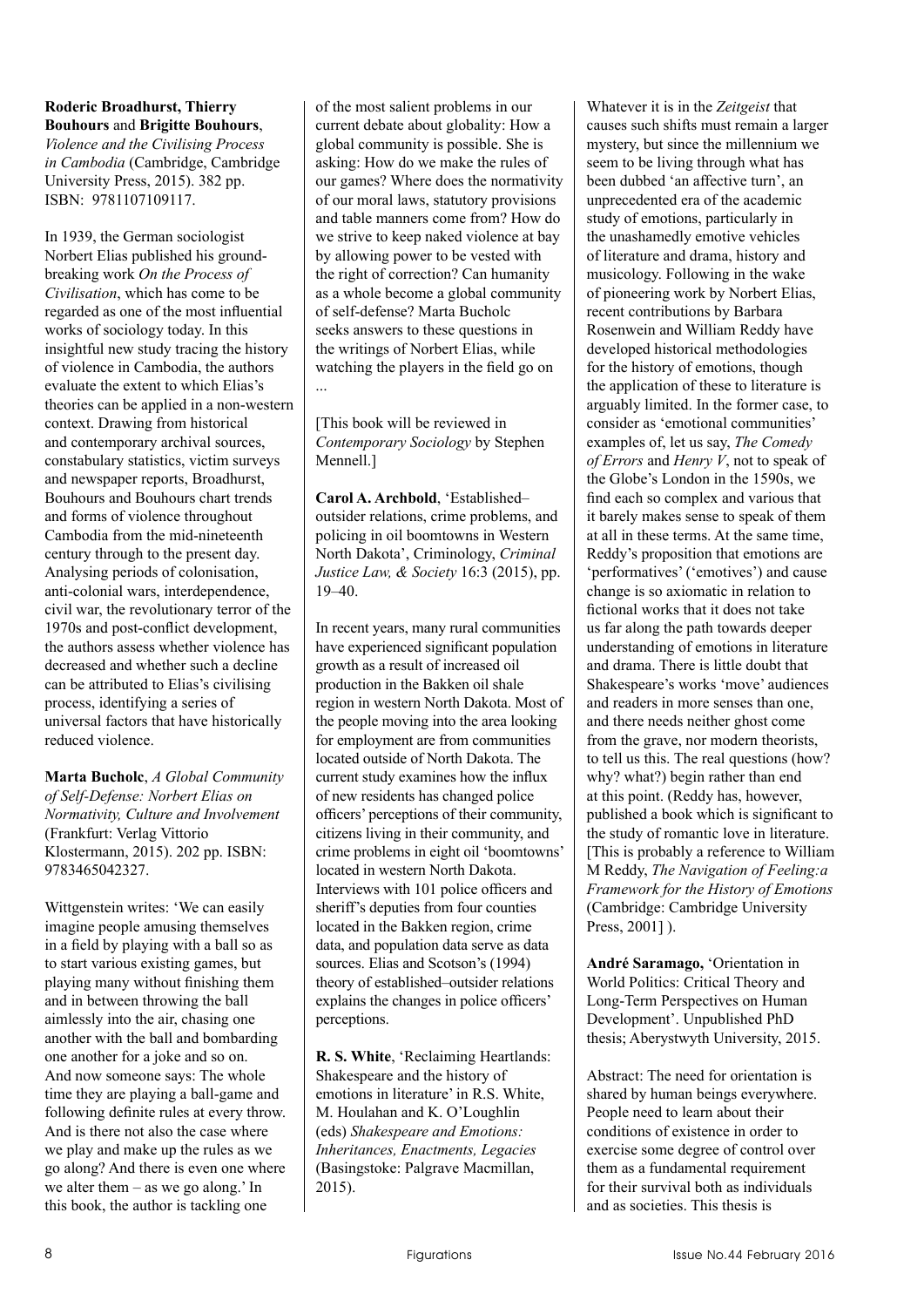**Roderic Broadhurst, Thierry Bouhours** and **Brigitte Bouhours**, *Violence and the Civilising Process in Cambodia* (Cambridge, Cambridge University Press, 2015). 382 pp. ISBN: 9781107109117.

In 1939, the German sociologist Norbert Elias published his ground-breaking work *On the Process of Civilisation*, which has come to be regarded as one of the most influential works of sociology today. In this insightful new study tracing the history of violence in Cambodia, the authors evaluate the extent to which Elias's theories can be applied in a non-western context. Drawing from historical and contemporary archival sources, constabulary statistics, victim surveys and newspaper reports, Broadhurst, Bouhours and Bouhours chart trends and forms of violence throughout Cambodia from the mid-nineteenth century through to the present day. Analysing periods of colonisation, anti-colonial wars, interdependence, civil war, the revolutionary terror of the 1970s and post-conflict development, the authors assess whether violence has decreased and whether such a decline can be attributed to Elias's civilising process, identifying a series of universal factors that have historically reduced violence.

**Marta Bucholc**, *A Global Community of Self-Defense: Norbert Elias on Normativity, Culture and Involvement* (Frankfurt: Verlag Vittorio Klostermann, 2015). 202 pp. ISBN: 9783465042327.

Wittgenstein writes: 'We can easily imagine people amusing themselves in a field by playing with a ball so as to start various existing games, but playing many without finishing them and in between throwing the ball aimlessly into the air, chasing one another with the ball and bombarding one another for a joke and so on. And now someone says: The whole time they are playing a ball-game and following definite rules at every throw. And is there not also the case where we play and make up the rules as we go along? And there is even one where we alter them – as we go along.' In this book, the author is tackling one of the most salient problems in our current debate about globality: How a global community is possible. She is asking: How do we make the rules of our games? Where does the normativity of our moral laws, statutory provisions and table manners come from? How do we strive to keep naked violence at bay by allowing power to be vested with the right of correction? Can humanity as a whole become a global community of self-defense? Marta Bucholc seeks answers to these questions in the writings of Norbert Elias, while watching the players in the field go on ...

[This book will be reviewed in *Contemporary Sociology* by Stephen Mennell.]

**Carol A. Archbold**, 'Established–outsider relations, crime problems, and policing in oil boomtowns in Western North Dakota', Criminology, *Criminal Justice Law, & Society* 16:3 (2015), pp. 19–40.

In recent years, many rural communities have experienced significant population growth as a result of increased oil production in the Bakken oil shale region in western North Dakota. Most of the people moving into the area looking for employment are from communities located outside of North Dakota. The current study examines how the influx of new residents has changed police officers' perceptions of their community, citizens living in their community, and crime problems in eight oil 'boomtowns' located in western North Dakota. Interviews with 101 police officers and sheriff's deputies from four counties located in the Bakken region, crime data, and population data serve as data sources. Elias and Scotson's (1994) theory of established–outsider relations explains the changes in police officers' perceptions.

**R. S. White**, 'Reclaiming Heartlands: Shakespeare and the history of emotions in literature' in R.S. White, M. Houlahan and K. O'Loughlin (eds) *Shakespeare and Emotions: Inheritances, Enactments, Legacies* (Basingstoke: Palgrave Macmillan, 2015).

Whatever it is in the *Zeitgeist* that causes such shifts must remain a larger mystery, but since the millennium we seem to be living through what has been dubbed 'an affective turn', an unprecedented era of the academic study of emotions, particularly in the unashamedly emotive vehicles of literature and drama, history and musicology. Following in the wake of pioneering work by Norbert Elias, recent contributions by Barbara Rosenwein and William Reddy have developed historical methodologies for the history of emotions, though the application of these to literature is arguably limited. In the former case, to consider as 'emotional communities' examples of, let us say, *The Comedy of Errors* and *Henry V*, not to speak of the Globe's London in the 1590s, we find each so complex and various that it barely makes sense to speak of them at all in these terms. At the same time, Reddy's proposition that emotions are 'performatives' ('emotives') and cause change is so axiomatic in relation to fictional works that it does not take us far along the path towards deeper understanding of emotions in literature and drama. There is little doubt that Shakespeare's works 'move' audiences and readers in more senses than one, and there needs neither ghost come from the grave, nor modern theorists, to tell us this. The real questions (how? why? what?) begin rather than end at this point. (Reddy has, however, published a book which is significant to the study of romantic love in literature. [This is probably a reference to William M Reddy, *The Navigation of Feeling:a Framework for the History of Emotions* (Cambridge: Cambridge University Press, 2001] ).

**André Saramago,** 'Orientation in World Politics: Critical Theory and Long-Term Perspectives on Human Development'. Unpublished PhD thesis; Aberystwyth University, 2015.

Abstract: The need for orientation is shared by human beings everywhere. People need to learn about their conditions of existence in order to exercise some degree of control over them as a fundamental requirement for their survival both as individuals and as societies. This thesis is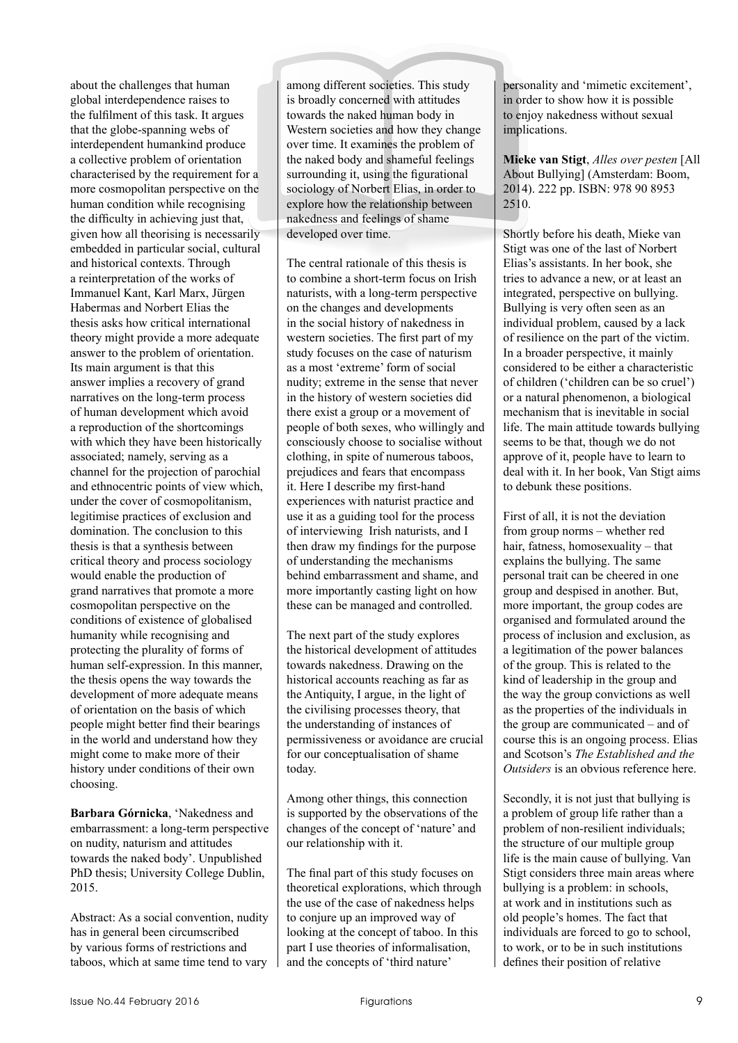about the challenges that human global interdependence raises to the fulfilment of this task. It argues that the globe-spanning webs of interdependent humankind produce a collective problem of orientation characterised by the requirement for a more cosmopolitan perspective on the human condition while recognising the difficulty in achieving just that, given how all theorising is necessarily embedded in particular social, cultural and historical contexts. Through a reinterpretation of the works of Immanuel Kant, Karl Marx, Jürgen Habermas and Norbert Elias the thesis asks how critical international theory might provide a more adequate answer to the problem of orientation. Its main argument is that this answer implies a recovery of grand narratives on the long-term process of human development which avoid a reproduction of the shortcomings with which they have been historically associated; namely, serving as a channel for the projection of parochial and ethnocentric points of view which, under the cover of cosmopolitanism, legitimise practices of exclusion and domination. The conclusion to this thesis is that a synthesis between critical theory and process sociology would enable the production of grand narratives that promote a more cosmopolitan perspective on the conditions of existence of globalised humanity while recognising and protecting the plurality of forms of human self-expression. In this manner, the thesis opens the way towards the development of more adequate means of orientation on the basis of which people might better find their bearings in the world and understand how they might come to make more of their history under conditions of their own choosing.

**Barbara Górnicka**, 'Nakedness and embarrassment: a long-term perspective on nudity, naturism and attitudes towards the naked body'. Unpublished PhD thesis; University College Dublin, 2015.

Abstract: As a social convention, nudity has in general been circumscribed by various forms of restrictions and taboos, which at same time tend to vary among different societies. This study is broadly concerned with attitudes towards the naked human body in Western societies and how they change over time. It examines the problem of the naked body and shameful feelings surrounding it, using the figurational sociology of Norbert Elias, in order to explore how the relationship between nakedness and feelings of shame developed over time.

The central rationale of this thesis is to combine a short-term focus on Irish naturists, with a long-term perspective on the changes and developments in the social history of nakedness in western societies. The first part of my study focuses on the case of naturism as a most 'extreme' form of social nudity; extreme in the sense that never in the history of western societies did there exist a group or a movement of people of both sexes, who willingly and consciously choose to socialise without clothing, in spite of numerous taboos, prejudices and fears that encompass it. Here I describe my first-hand experiences with naturist practice and use it as a guiding tool for the process of interviewing Irish naturists, and I then draw my findings for the purpose of understanding the mechanisms behind embarrassment and shame, and more importantly casting light on how these can be managed and controlled.

The next part of the study explores the historical development of attitudes towards nakedness. Drawing on the historical accounts reaching as far as the Antiquity, I argue, in the light of the civilising processes theory, that the understanding of instances of permissiveness or avoidance are crucial for our conceptualisation of shame today.

Among other things, this connection is supported by the observations of the changes of the concept of 'nature' and our relationship with it.

The final part of this study focuses on theoretical explorations, which through the use of the case of nakedness helps to conjure up an improved way of looking at the concept of taboo. In this part I use theories of informalisation, and the concepts of 'third nature' personality and 'mimetic excitement', in order to show how it is possible to enjoy nakedness without sexual implications.

**Mieke van Stigt**, *Alles over pesten* [All About Bullying] (Amsterdam: Boom, 2014). 222 pp. ISBN: 978 90 8953 2510.

Shortly before his death, Mieke van Stigt was one of the last of Norbert Elias's assistants. In her book, she tries to advance a new, or at least an integrated, perspective on bullying. Bullying is very often seen as an individual problem, caused by a lack of resilience on the part of the victim. In a broader perspective, it mainly considered to be either a characteristic of children ('children can be so cruel') or a natural phenomenon, a biological mechanism that is inevitable in social life. The main attitude towards bullying seems to be that, though we do not approve of it, people have to learn to deal with it. In her book, Van Stigt aims to debunk these positions.

First of all, it is not the deviation from group norms – whether red hair, fatness, homosexuality – that explains the bullying. The same personal trait can be cheered in one group and despised in another. But, more important, the group codes are organised and formulated around the process of inclusion and exclusion, as a legitimation of the power balances of the group. This is related to the kind of leadership in the group and the way the group convictions as well as the properties of the individuals in the group are communicated – and of course this is an ongoing process. Elias and Scotson's *The Established and the Outsiders* is an obvious reference here.

Secondly, it is not just that bullying is a problem of group life rather than a problem of non-resilient individuals; the structure of our multiple group life is the main cause of bullying. Van Stigt considers three main areas where bullying is a problem: in schools, at work and in institutions such as old people's homes. The fact that individuals are forced to go to school, to work, or to be in such institutions defines their position of relative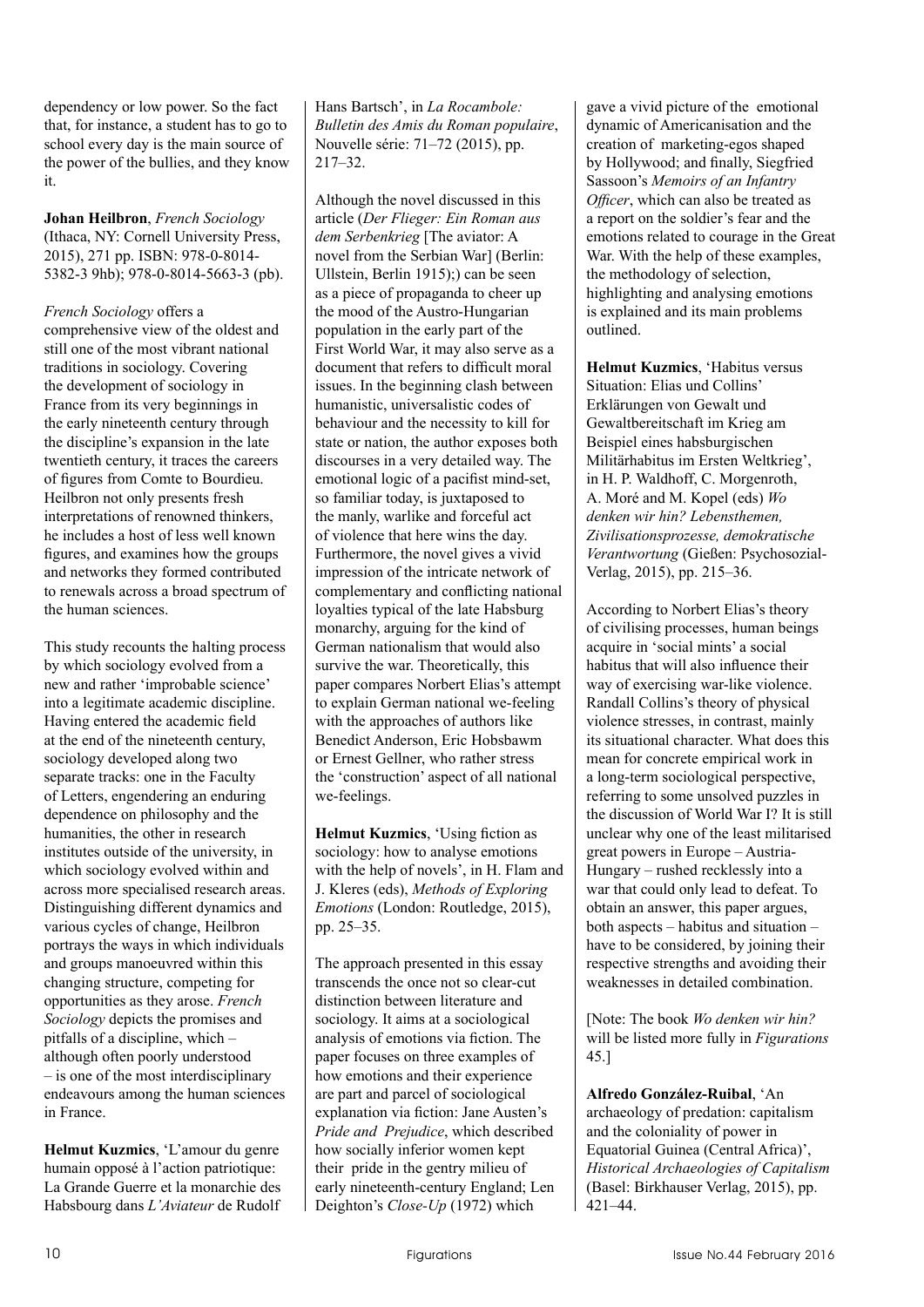dependency or low power. So the fact that, for instance, a student has to go to school every day is the main source of the power of the bullies, and they know it.

**Johan Heilbron**, *French Sociology* (Ithaca, NY: Cornell University Press, 2015), 271 pp. ISBN: 978-0-8014-5382-3 9hb); 978-0-8014-5663-3 (pb).

*French Sociology* offers a comprehensive view of the oldest and still one of the most vibrant national traditions in sociology. Covering the development of sociology in France from its very beginnings in the early nineteenth century through the discipline's expansion in the late twentieth century, it traces the careers of figures from Comte to Bourdieu. Heilbron not only presents fresh interpretations of renowned thinkers, he includes a host of less well known figures, and examines how the groups and networks they formed contributed to renewals across a broad spectrum of the human sciences.

This study recounts the halting process by which sociology evolved from a new and rather 'improbable science' into a legitimate academic discipline. Having entered the academic field at the end of the nineteenth century, sociology developed along two separate tracks: one in the Faculty of Letters, engendering an enduring dependence on philosophy and the humanities, the other in research institutes outside of the university, in which sociology evolved within and across more specialised research areas. Distinguishing different dynamics and various cycles of change, Heilbron portrays the ways in which individuals and groups manoeuvred within this changing structure, competing for opportunities as they arose. *French Sociology* depicts the promises and pitfalls of a discipline, which – although often poorly understood – is one of the most interdisciplinary endeavours among the human sciences in France.

**Helmut Kuzmics**, 'L'amour du genre humain opposé à l'action patriotique: La Grande Guerre et la monarchie des Habsbourg dans *L'Aviateur* de Rudolf Hans Bartsch', in *La Rocambole: Bulletin des Amis du Roman populaire*, Nouvelle série: 71–72 (2015), pp. 217–32.

Although the novel discussed in this article (*Der Flieger: Ein Roman aus dem Serbenkrieg* [The aviator: A novel from the Serbian War] (Berlin: Ullstein, Berlin 1915);) can be seen as a piece of propaganda to cheer up the mood of the Austro-Hungarian population in the early part of the First World War, it may also serve as a document that refers to difficult moral issues. In the beginning clash between humanistic, universalistic codes of behaviour and the necessity to kill for state or nation, the author exposes both discourses in a very detailed way. The emotional logic of a pacifist mind-set, so familiar today, is juxtaposed to the manly, warlike and forceful act of violence that here wins the day. Furthermore, the novel gives a vivid impression of the intricate network of complementary and conflicting national loyalties typical of the late Habsburg monarchy, arguing for the kind of German nationalism that would also survive the war. Theoretically, this paper compares Norbert Elias's attempt to explain German national we-feeling with the approaches of authors like Benedict Anderson, Eric Hobsbawm or Ernest Gellner, who rather stress the 'construction' aspect of all national we-feelings.

**Helmut Kuzmics**, 'Using fiction as sociology: how to analyse emotions with the help of novels', in H. Flam and J. Kleres (eds), *Methods of Exploring Emotions* (London: Routledge, 2015), pp. 25–35.

The approach presented in this essay transcends the once not so clear-cut distinction between literature and sociology. It aims at a sociological analysis of emotions via fiction. The paper focuses on three examples of how emotions and their experience are part and parcel of sociological explanation via fiction: Jane Austen's *Pride and Prejudice*, which described how socially inferior women kept their pride in the gentry milieu of early nineteenth-century England; Len Deighton's *Close-Up* (1972) which gave a vivid picture of the emotional dynamic of Americanisation and the creation of marketing-egos shaped by Hollywood; and finally, Siegfried Sassoon's *Memoirs of an Infantry Officer*, which can also be treated as a report on the soldier's fear and the emotions related to courage in the Great War. With the help of these examples, the methodology of selection, highlighting and analysing emotions is explained and its main problems outlined.

**Helmut Kuzmics**, 'Habitus versus Situation: Elias und Collins' Erklärungen von Gewalt und Gewaltbereitschaft im Krieg am Beispiel eines habsburgischen Militärhabitus im Ersten Weltkrieg', in H. P. Waldhoff, C. Morgenroth, A. Moré and M. Kopel (eds) *Wo denken wir hin? Lebensthemen, Zivilisationsprozesse, demokratische Verantwortung* (Gießen: Psychosozial-Verlag, 2015), pp. 215–36.

According to Norbert Elias's theory of civilising processes, human beings acquire in 'social mints' a social habitus that will also influence their way of exercising war-like violence. Randall Collins's theory of physical violence stresses, in contrast, mainly its situational character. What does this mean for concrete empirical work in a long-term sociological perspective, referring to some unsolved puzzles in the discussion of World War I? It is still unclear why one of the least militarised great powers in Europe – Austria-Hungary – rushed recklessly into a war that could only lead to defeat. To obtain an answer, this paper argues, both aspects – habitus and situation – have to be considered, by joining their respective strengths and avoiding their weaknesses in detailed combination.

[Note: The book *Wo denken wir hin?* will be listed more fully in *Figurations* 45.]

**Alfredo González-Ruibal**, 'An archaeology of predation: capitalism and the coloniality of power in Equatorial Guinea (Central Africa)', *Historical Archaeologies of Capitalism* (Basel: Birkhauser Verlag, 2015), pp. 421–44.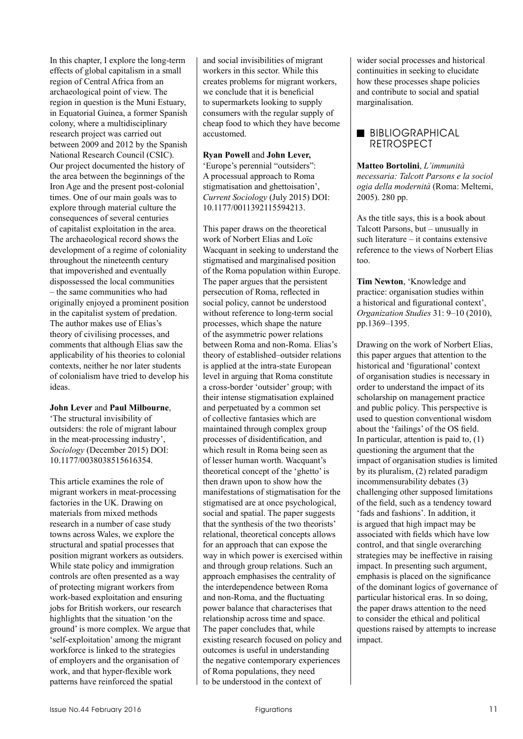In this chapter, I explore the long-term effects of global capitalism in a small region of Central Africa from an archaeological point of view. The region in question is the Muni Estuary, in Equatorial Guinea, a former Spanish colony, where a multidisciplinary research project was carried out between 2009 and 2012 by the Spanish National Research Council (CSIC). Our project documented the history of the area between the beginnings of the Iron Age and the present post-colonial times. One of our main goals was to explore through material culture the consequences of several centuries of capitalist exploitation in the area. The archaeological record shows the development of a regime of coloniality throughout the nineteenth century that impoverished and eventually dispossessed the local communities – the same communities who had originally enjoyed a prominent position in the capitalist system of predation. The author makes use of Elias's theory of civilising processes, and comments that although Elias saw the applicability of his theories to colonial contexts, neither he nor later students of colonialism have tried to develop his ideas.

**John Lever** and **Paul Milbourne**, 'The structural invisibility of outsiders: the role of migrant labour in the meat-processing industry', *Sociology* (December 2015) DOI: 10.1177/0038038515616354.

This article examines the role of migrant workers in meat-processing factories in the UK. Drawing on materials from mixed methods research in a number of case study towns across Wales, we explore the structural and spatial processes that position migrant workers as outsiders. While state policy and immigration controls are often presented as a way of protecting migrant workers from work-based exploitation and ensuring jobs for British workers, our research highlights that the situation 'on the ground' is more complex. We argue that 'self-exploitation' among the migrant workforce is linked to the strategies of employers and the organisation of work, and that hyper-flexible work patterns have reinforced the spatial and social invisibilities of migrant workers in this sector. While this creates problems for migrant workers, we conclude that it is beneficial to supermarkets looking to supply consumers with the regular supply of cheap food to which they have become accustomed.

**Ryan Powell** and **John Lever,** 'Europe's perennial "outsiders": A processual approach to Roma stigmatisation and ghettoisation', *Current Sociology* (July 2015) DOI: 10.1177/0011392115594213.

This paper draws on the theoretical work of Norbert Elias and Loïc Wacquant in seeking to understand the stigmatised and marginalised position of the Roma population within Europe. The paper argues that the persistent persecution of Roma, reflected in social policy, cannot be understood without reference to long-term social processes, which shape the nature of the asymmetric power relations between Roma and non-Roma. Elias's theory of established–outsider relations is applied at the intra-state European level in arguing that Roma constitute a cross-border 'outsider' group; with their intense stigmatisation explained and perpetuated by a common set of collective fantasies which are maintained through complex group processes of disidentification, and which result in Roma being seen as of lesser human worth. Wacquant's theoretical concept of the 'ghetto' is then drawn upon to show how the manifestations of stigmatisation for the stigmatised are at once psychological, social and spatial. The paper suggests that the synthesis of the two theorists' relational, theoretical concepts allows for an approach that can expose the way in which power is exercised within and through group relations. Such an approach emphasises the centrality of the interdependence between Roma and non-Roma, and the fluctuating power balance that characterises that relationship across time and space. The paper concludes that, while existing research focused on policy and outcomes is useful in understanding the negative contemporary experiences of Roma populations, they need to be understood in the context of wider social processes and historical continuities in seeking to elucidate how these processes shape policies and contribute to social and spatial marginalisation.

## BIBLIOGRAPHICAL RETROSPECT

**Matteo Bortolini**, *L'immunità necessaria: Talcott Parsons e la sociol ogia della modernità* (Roma: Meltemi, 2005). 280 pp.

As the title says, this is a book about Talcott Parsons, but – unusually in such literature – it contains extensive reference to the views of Norbert Elias too.

**Tim Newton**, 'Knowledge and practice: organisation studies within a historical and figurational context', *Organization Studies* 31: 9–10 (2010), pp.1369–1395.

Drawing on the work of Norbert Elias, this paper argues that attention to the historical and 'figurational' context of organisation studies is necessary in order to understand the impact of its scholarship on management practice and public policy. This perspective is used to question conventional wisdom about the 'failings' of the OS field. In particular, attention is paid to, (1) questioning the argument that the impact of organisation studies is limited by its pluralism, (2) related paradigm incommensurability debates (3) challenging other supposed limitations of the field, such as a tendency toward 'fads and fashions'. In addition, it is argued that high impact may be associated with fields which have low control, and that single overarching strategies may be ineffective in raising impact. In presenting such argument, emphasis is placed on the significance of the dominant logics of governance of particular historical eras. In so doing, the paper draws attention to the need to consider the ethical and political questions raised by attempts to increase impact.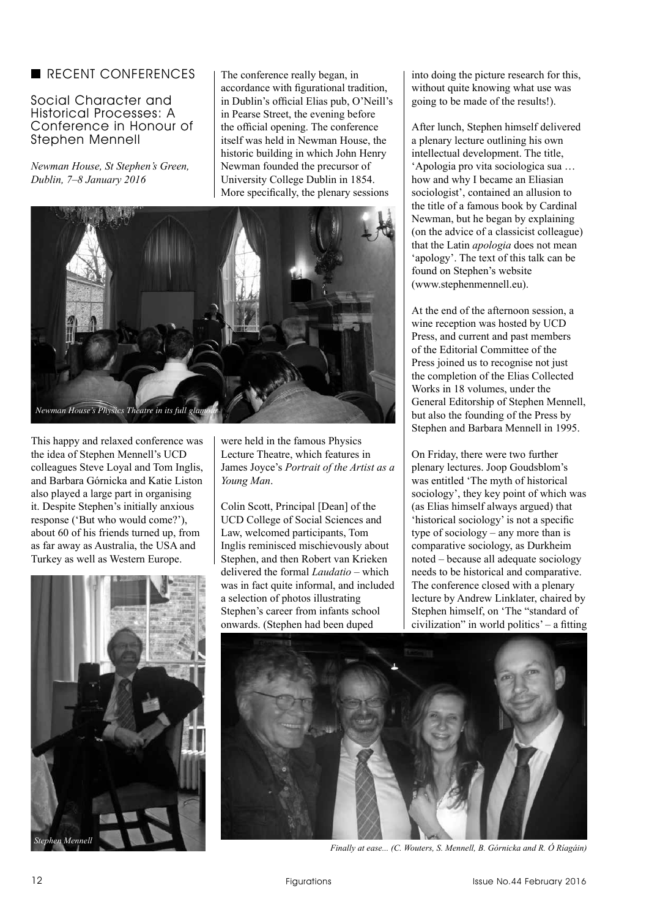## RECENT CONFERENCES

### Social Character and Historical Processes: A Conference in Honour of Stephen Mennell

*Newman House, St Stephen's Green, Dublin, 7–8 January 2016*

This happy and relaxed conference was the idea of Stephen Mennell's UCD colleagues Steve Loyal and Tom Inglis, and Barbara Górnicka and Katie Liston also played a large part in organising it. Despite Stephen's initially anxious response ('But who would come?'), about 60 of his friends turned up, from as far away as Australia, the USA and Turkey as well as Western Europe.

*Stephen Mennell*

The conference really began, in accordance with figurational tradition, in Dublin's official Elias pub, O'Neill's in Pearse Street, the evening before the official opening. The conference itself was held in Newman House, the historic building in which John Henry Newman founded the precursor of University College Dublin in 1854. More specifically, the plenary sessions were held in the famous Physics Lecture Theatre, which features in James Joyce's *Portrait of the Artist as a Young Man*.

*Newman House's Physics Theatre in its full glamour*

Colin Scott, Principal [Dean] of the UCD College of Social Sciences and Law, welcomed participants, Tom Inglis reminisced mischievously about Stephen, and then Robert van Krieken delivered the formal *Laudatio* – which was in fact quite informal, and included a selection of photos illustrating Stephen's career from infants school onwards. (Stephen had been duped into doing the picture research for this, without quite knowing what use was going to be made of the results!).

After lunch, Stephen himself delivered a plenary lecture outlining his own intellectual development. The title, 'Apologia pro vita sociologica sua … how and why I became an Eliasian sociologist', contained an allusion to the title of a famous book by Cardinal Newman, but he began by explaining (on the advice of a classicist colleague) that the Latin *apologia* does not mean 'apology'. The text of this talk can be found on Stephen's website (www.stephenmennell.eu).

At the end of the afternoon session, a wine reception was hosted by UCD Press, and current and past members of the Editorial Committee of the Press joined us to recognise not just the completion of the Elias Collected Works in 18 volumes, under the General Editorship of Stephen Mennell, but also the founding of the Press by Stephen and Barbara Mennell in 1995.

On Friday, there were two further plenary lectures. Joop Goudsblom's was entitled 'The myth of historical sociology', they key point of which was (as Elias himself always argued) that 'historical sociology' is not a specific type of sociology – any more than is comparative sociology, as Durkheim noted – because all adequate sociology needs to be historical and comparative. The conference closed with a plenary lecture by Andrew Linklater, chaired by Stephen himself, on 'The "standard of civilization" in world politics' – a fitting

*Finally at ease... (C. Wouters, S. Mennell, B. Górnicka and R. Ó Riagáin)*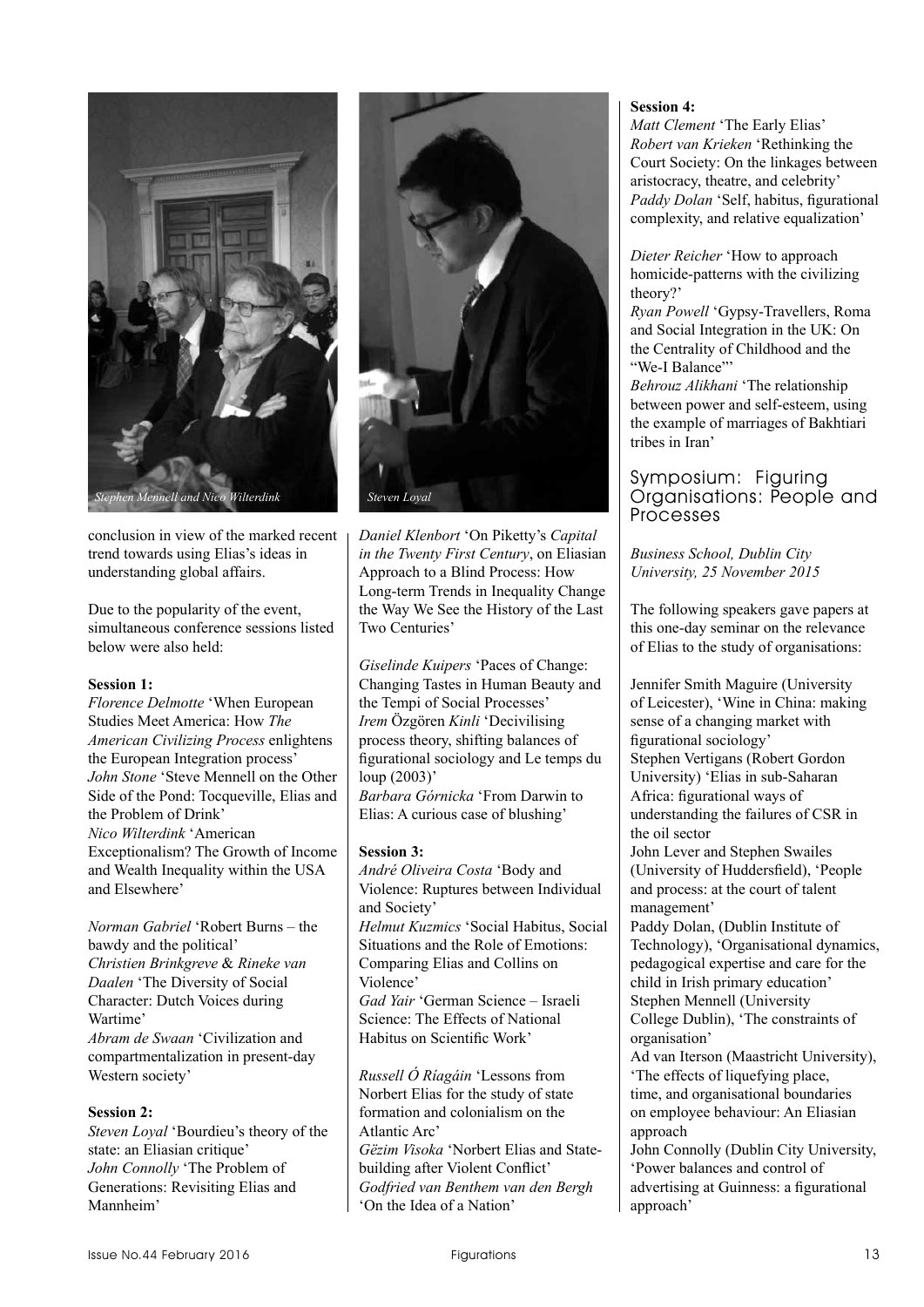*Stephen Mennell and Nico Wilterdink*

*Steven Loyal*

conclusion in view of the marked recent trend towards using Elias's ideas in understanding global affairs.

Due to the popularity of the event, simultaneous conference sessions listed below were also held:

**Session 1:**

*Florence Delmotte* 'When European Studies Meet America: How *The American Civilizing Process* enlightens the European Integration process'
*John Stone* 'Steve Mennell on the Other Side of the Pond: Tocqueville, Elias and the Problem of Drink'
*Nico Wilterdink* 'American Exceptionalism? The Growth of Income and Wealth Inequality within the USA and Elsewhere'

*Norman Gabriel* 'Robert Burns – the bawdy and the political'
*Christien Brinkgreve* & *Rineke van Daalen* 'The Diversity of Social Character: Dutch Voices during Wartime'
*Abram de Swaan* 'Civilization and compartmentalization in present-day Western society'

**Session 2:**

*Steven Loyal* 'Bourdieu's theory of the state: an Eliasian critique'
*John Connolly* 'The Problem of Generations: Revisiting Elias and Mannheim'

*Daniel Klenbort* 'On Piketty's *Capital in the Twenty First Century*, on Eliasian Approach to a Blind Process: How Long-term Trends in Inequality Change the Way We See the History of the Last Two Centuries'

*Giselinde Kuipers* 'Paces of Change: Changing Tastes in Human Beauty and the Tempi of Social Processes'
*Irem* Özgören *Kinli* 'Decivilising process theory, shifting balances of figurational sociology and Le temps du loup (2003)'
*Barbara Górnicka* 'From Darwin to Elias: A curious case of blushing'

**Session 3:**

*André Oliveira Costa* 'Body and Violence: Ruptures between Individual and Society'
*Helmut Kuzmics* 'Social Habitus, Social Situations and the Role of Emotions: Comparing Elias and Collins on Violence'
*Gad Yair* 'German Science – Israeli Science: The Effects of National Habitus on Scientific Work'

*Russell Ó Ríagáin* 'Lessons from Norbert Elias for the study of state formation and colonialism on the Atlantic Arc'
*Gëzim Visoka* 'Norbert Elias and State-building after Violent Conflict'
*Godfried van Benthem van den Bergh* 'On the Idea of a Nation'

**Session 4:**

*Matt Clement* 'The Early Elias'
*Robert van Krieken* 'Rethinking the Court Society: On the linkages between aristocracy, theatre, and celebrity'
*Paddy Dolan* 'Self, habitus, figurational complexity, and relative equalization'

*Dieter Reicher* 'How to approach homicide-patterns with the civilizing theory?'
*Ryan Powell* 'Gypsy-Travellers, Roma and Social Integration in the UK: On the Centrality of Childhood and the "We-I Balance"'
*Behrouz Alikhani* 'The relationship between power and self-esteem, using the example of marriages of Bakhtiari tribes in Iran'

## Symposium: Figuring Organisations: People and Processes

*Business School, Dublin City University, 25 November 2015*

The following speakers gave papers at this one-day seminar on the relevance of Elias to the study of organisations:

Jennifer Smith Maguire (University of Leicester), 'Wine in China: making sense of a changing market with figurational sociology'
Stephen Vertigans (Robert Gordon University) 'Elias in sub-Saharan Africa: figurational ways of understanding the failures of CSR in the oil sector
John Lever and Stephen Swailes (University of Huddersfield), 'People and process: at the court of talent management'
Paddy Dolan, (Dublin Institute of Technology), 'Organisational dynamics, pedagogical expertise and care for the child in Irish primary education'
Stephen Mennell (University College Dublin), 'The constraints of organisation'
Ad van Iterson (Maastricht University), 'The effects of liquefying place, time, and organisational boundaries on employee behaviour: An Eliasian approach
John Connolly (Dublin City University, 'Power balances and control of advertising at Guinness: a figurational approach'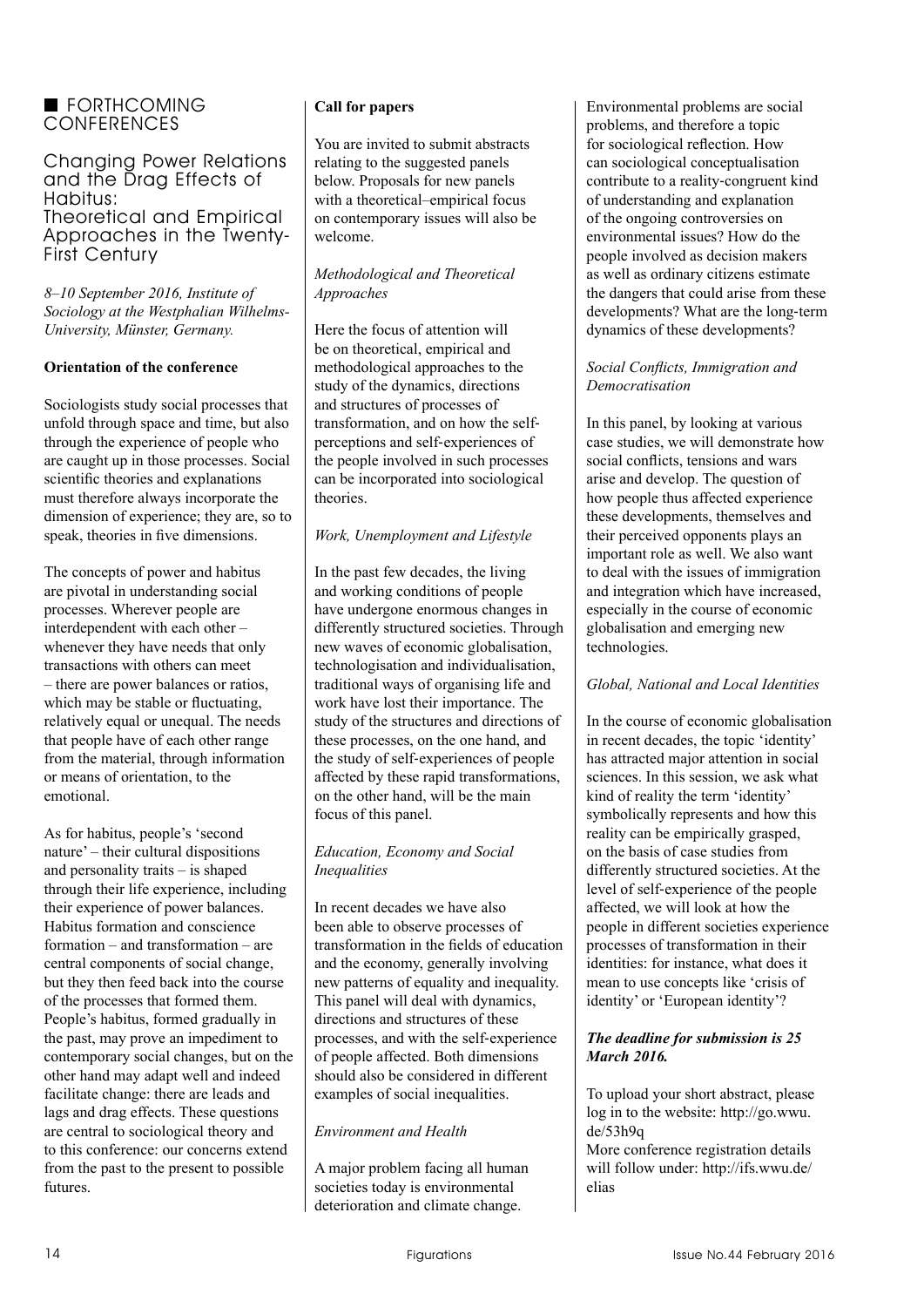## FORTHCOMING CONFERENCES

### Changing Power Relations and the Drag Effects of Habitus: Theoretical and Empirical Approaches in the Twenty-First Century

*8–10 September 2016, Institute of Sociology at the Westphalian Wilhelms-University, Münster, Germany.*

**Orientation of the conference**

Sociologists study social processes that unfold through space and time, but also through the experience of people who are caught up in those processes. Social scientific theories and explanations must therefore always incorporate the dimension of experience; they are, so to speak, theories in five dimensions.

The concepts of power and habitus are pivotal in understanding social processes. Wherever people are interdependent with each other – whenever they have needs that only transactions with others can meet – there are power balances or ratios, which may be stable or fluctuating, relatively equal or unequal. The needs that people have of each other range from the material, through information or means of orientation, to the emotional.

As for habitus, people's 'second nature' – their cultural dispositions and personality traits – is shaped through their life experience, including their experience of power balances. Habitus formation and conscience formation – and transformation – are central components of social change, but they then feed back into the course of the processes that formed them. People's habitus, formed gradually in the past, may prove an impediment to contemporary social changes, but on the other hand may adapt well and indeed facilitate change: there are leads and lags and drag effects. These questions are central to sociological theory and to this conference: our concerns extend from the past to the present to possible futures.

**Call for papers**

You are invited to submit abstracts relating to the suggested panels below. Proposals for new panels with a theoretical–empirical focus on contemporary issues will also be welcome.

*Methodological and Theoretical Approaches*

Here the focus of attention will be on theoretical, empirical and methodological approaches to the study of the dynamics, directions and structures of processes of transformation, and on how the self-perceptions and self-experiences of the people involved in such processes can be incorporated into sociological theories.

*Work, Unemployment and Lifestyle*

In the past few decades, the living and working conditions of people have undergone enormous changes in differently structured societies. Through new waves of economic globalisation, technologisation and individualisation, traditional ways of organising life and work have lost their importance. The study of the structures and directions of these processes, on the one hand, and the study of self-experiences of people affected by these rapid transformations, on the other hand, will be the main focus of this panel.

*Education, Economy and Social Inequalities*

In recent decades we have also been able to observe processes of transformation in the fields of education and the economy, generally involving new patterns of equality and inequality. This panel will deal with dynamics, directions and structures of these processes, and with the self-experience of people affected. Both dimensions should also be considered in different examples of social inequalities.

*Environment and Health*

A major problem facing all human societies today is environmental deterioration and climate change. Environmental problems are social problems, and therefore a topic for sociological reflection. How can sociological conceptualisation contribute to a reality-congruent kind of understanding and explanation of the ongoing controversies on environmental issues? How do the people involved as decision makers as well as ordinary citizens estimate the dangers that could arise from these developments? What are the long-term dynamics of these developments?

*Social Conflicts, Immigration and Democratisation*

In this panel, by looking at various case studies, we will demonstrate how social conflicts, tensions and wars arise and develop. The question of how people thus affected experience these developments, themselves and their perceived opponents plays an important role as well. We also want to deal with the issues of immigration and integration which have increased, especially in the course of economic globalisation and emerging new technologies.

*Global, National and Local Identities*

In the course of economic globalisation in recent decades, the topic 'identity' has attracted major attention in social sciences. In this session, we ask what kind of reality the term 'identity' symbolically represents and how this reality can be empirically grasped, on the basis of case studies from differently structured societies. At the level of self-experience of the people affected, we will look at how the people in different societies experience processes of transformation in their identities: for instance, what does it mean to use concepts like 'crisis of identity' or 'European identity'?

***The deadline for submission is 25 March 2016.***

To upload your short abstract, please log in to the website: http://go.wwu.de/53h9q

More conference registration details will follow under: http://ifs.wwu.de/elias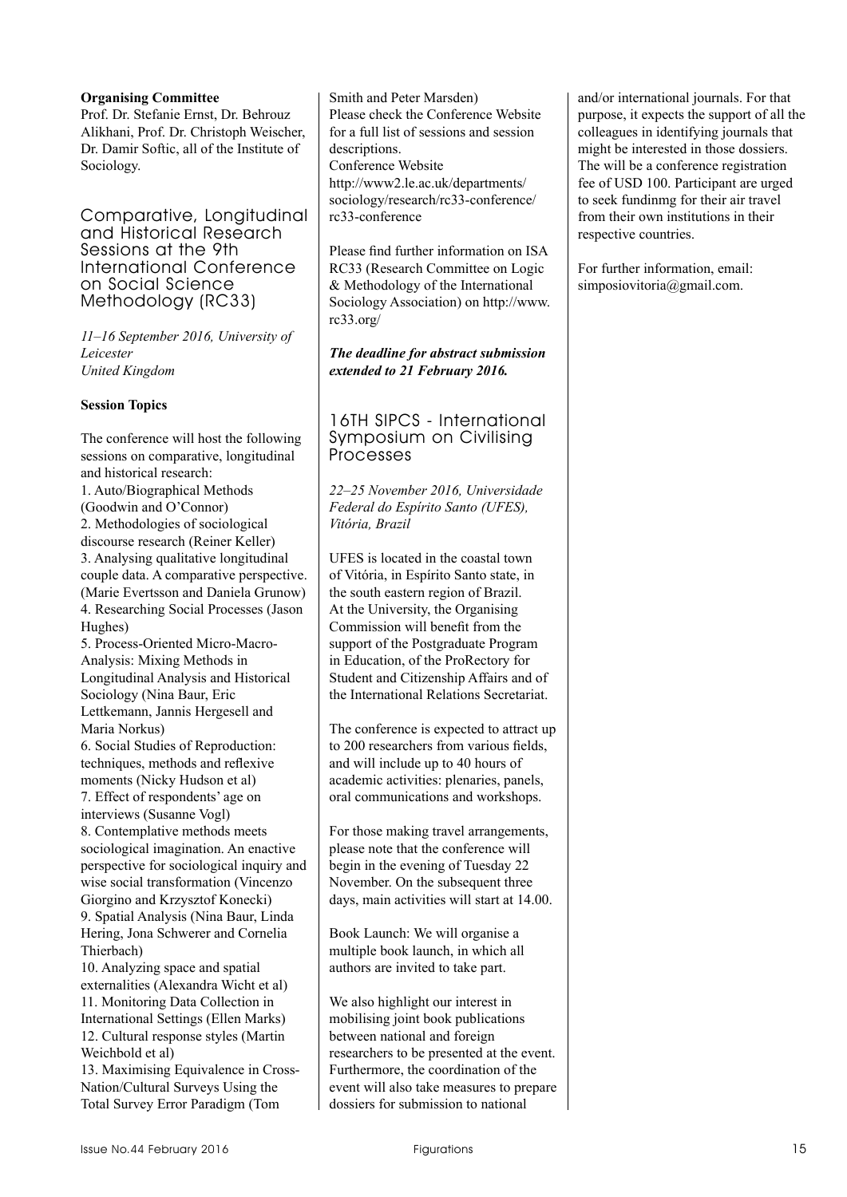**Organising Committee**
Prof. Dr. Stefanie Ernst, Dr. Behrouz Alikhani, Prof. Dr. Christoph Weischer, Dr. Damir Softic, all of the Institute of Sociology.

## Comparative, Longitudinal and Historical Research Sessions at the 9th International Conference on Social Science Methodology (RC33)

*11–16 September 2016, University of Leicester*
*United Kingdom*

**Session Topics**

The conference will host the following sessions on comparative, longitudinal and historical research:

1. Auto/Biographical Methods (Goodwin and O'Connor)
2. Methodologies of sociological discourse research (Reiner Keller)
3. Analysing qualitative longitudinal couple data. A comparative perspective. (Marie Evertsson and Daniela Grunow)
4. Researching Social Processes (Jason Hughes)
5. Process-Oriented Micro-Macro-Analysis: Mixing Methods in Longitudinal Analysis and Historical Sociology (Nina Baur, Eric Lettkemann, Jannis Hergesell and Maria Norkus)
6. Social Studies of Reproduction: techniques, methods and reflexive moments (Nicky Hudson et al)
7. Effect of respondents' age on interviews (Susanne Vogl)
8. Contemplative methods meets sociological imagination. An enactive perspective for sociological inquiry and wise social transformation (Vincenzo Giorgino and Krzysztof Konecki)
9. Spatial Analysis (Nina Baur, Linda Hering, Jona Schwerer and Cornelia Thierbach)
10. Analyzing space and spatial externalities (Alexandra Wicht et al)
11. Monitoring Data Collection in International Settings (Ellen Marks)
12. Cultural response styles (Martin Weichbold et al)
13. Maximising Equivalence in Cross-Nation/Cultural Surveys Using the Total Survey Error Paradigm (Tom Smith and Peter Marsden)

Please check the Conference Website for a full list of sessions and session descriptions.
Conference Website
http://www2.le.ac.uk/departments/sociology/research/rc33-conference/rc33-conference

Please find further information on ISA RC33 (Research Committee on Logic & Methodology of the International Sociology Association) on http://www.rc33.org/

***The deadline for abstract submission extended to 21 February 2016.***

## 16TH SIPCS - International Symposium on Civilising Processes

*22–25 November 2016, Universidade Federal do Espírito Santo (UFES), Vitória, Brazil*

UFES is located in the coastal town of Vitória, in Espírito Santo state, in the south eastern region of Brazil. At the University, the Organising Commission will benefit from the support of the Postgraduate Program in Education, of the ProRectory for Student and Citizenship Affairs and of the International Relations Secretariat.

The conference is expected to attract up to 200 researchers from various fields, and will include up to 40 hours of academic activities: plenaries, panels, oral communications and workshops.

For those making travel arrangements, please note that the conference will begin in the evening of Tuesday 22 November. On the subsequent three days, main activities will start at 14.00.

Book Launch: We will organise a multiple book launch, in which all authors are invited to take part.

We also highlight our interest in mobilising joint book publications between national and foreign researchers to be presented at the event. Furthermore, the coordination of the event will also take measures to prepare dossiers for submission to national and/or international journals. For that purpose, it expects the support of all the colleagues in identifying journals that might be interested in those dossiers. The will be a conference registration fee of USD 100. Participant are urged to seek fundinmg for their air travel from their own institutions in their respective countries.

For further information, email: simposiovitoria@gmail.com.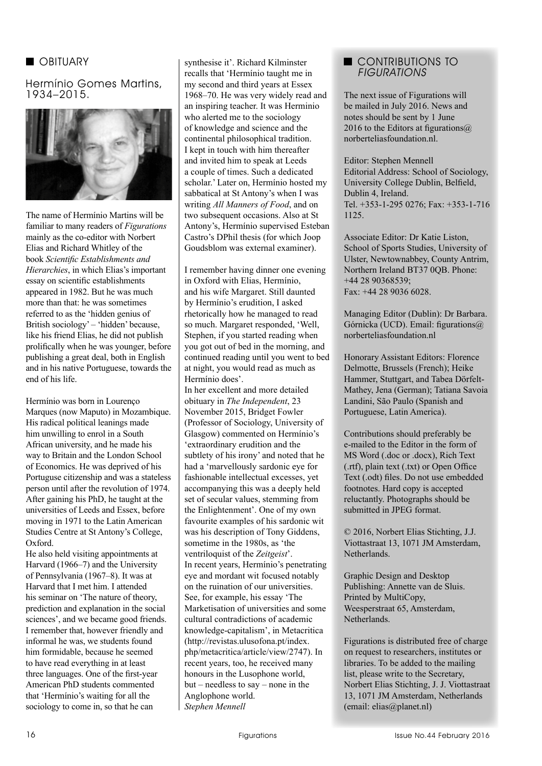## OBITUARY

### Hermínio Gomes Martins, 1934–2015.

The name of Hermínio Martins will be familiar to many readers of *Figurations* mainly as the co-editor with Norbert Elias and Richard Whitley of the book *Scientific Establishments and Hierarchies*, in which Elias's important essay on scientific establishments appeared in 1982. But he was much more than that: he was sometimes referred to as the 'hidden genius of British sociology' – 'hidden' because, like his friend Elias, he did not publish prolifically when he was younger, before publishing a great deal, both in English and in his native Portuguese, towards the end of his life.

Hermínio was born in Lourenço Marques (now Maputo) in Mozambique. His radical political leanings made him unwilling to enrol in a South African university, and he made his way to Britain and the London School of Economics. He was deprived of his Portuguse citizenship and was a stateless person until after the revolution of 1974. After gaining his PhD, he taught at the universities of Leeds and Essex, before moving in 1971 to the Latin American Studies Centre at St Antony's College, Oxford.

He also held visiting appointments at Harvard (1966–7) and the University of Pennsylvania (1967–8). It was at Harvard that I met him. I attended his seminar on 'The nature of theory, prediction and explanation in the social sciences', and we became good friends. I remember that, however friendly and informal he was, we students found him formidable, because he seemed to have read everything in at least three languages. One of the first-year American PhD students commented that 'Hermínio's waiting for all the sociology to come in, so that he can synthesise it'. Richard Kilminster recalls that 'Hermínio taught me in my second and third years at Essex 1968–70. He was very widely read and an inspiring teacher. It was Herminio who alerted me to the sociology of knowledge and science and the continental philosophical tradition. I kept in touch with him thereafter and invited him to speak at Leeds a couple of times. Such a dedicated scholar.' Later on, Hermínio hosted my sabbatical at St Antony's when I was writing *All Manners of Food*, and on two subsequent occasions. Also at St Antony's, Hermínio supervised Esteban Castro's DPhil thesis (for which Joop Goudsblom was external examiner).

I remember having dinner one evening in Oxford with Elias, Hermínio, and his wife Margaret. Still daunted by Hermínio's erudition, I asked rhetorically how he managed to read so much. Margaret responded, 'Well, Stephen, if you started reading when you got out of bed in the morning, and continued reading until you went to bed at night, you would read as much as Hermínio does'.

In her excellent and more detailed obituary in *The Independent*, 23 November 2015, Bridget Fowler (Professor of Sociology, University of Glasgow) commented on Hermínio's 'extraordinary erudition and the subtlety of his irony' and noted that he had a 'marvellously sardonic eye for fashionable intellectual excesses, yet accompanying this was a deeply held set of secular values, stemming from the Enlightenment'. One of my own favourite examples of his sardonic wit was his description of Tony Giddens, sometime in the 1980s, as 'the ventriloquist of the *Zeitgeist*'.

In recent years, Hermínio's penetrating eye and mordant wit focused notably on the ruination of our universities. See, for example, his essay 'The Marketisation of universities and some cultural contradictions of academic knowledge-capitalism', in Metacritica (http://revistas.ulusofona.pt/index.php/metacritica/article/view/2747). In recent years, too, he received many honours in the Lusophone world, but – needless to say – none in the Anglophone world.

*Stephen Mennell*

## CONTRIBUTIONS TO *FIGURATIONS*

The next issue of Figurations will be mailed in July 2016. News and notes should be sent by 1 June 2016 to the Editors at figurations@norberteliasfoundation.nl.

Editor: Stephen Mennell
Editorial Address: School of Sociology, University College Dublin, Belfield, Dublin 4, Ireland.
Tel. +353-1-295 0276; Fax: +353-1-716 1125.

Associate Editor: Dr Katie Liston, School of Sports Studies, University of Ulster, Newtownabbey, County Antrim, Northern Ireland BT37 0QB. Phone: +44 28 90368539;
Fax: +44 28 9036 6028.

Managing Editor (Dublin): Dr Barbara. Górnicka (UCD). Email: figurations@norberteliasfoundation.nl

Honorary Assistant Editors: Florence Delmotte, Brussels (French); Heike Hammer, Stuttgart, and Tabea Dörfelt-Mathey, Jena (German); Tatiana Savoia Landini, São Paulo (Spanish and Portuguese, Latin America).

Contributions should preferably be e-mailed to the Editor in the form of MS Word (.doc or .docx), Rich Text (.rtf), plain text (.txt) or Open Office Text (.odt) files. Do not use embedded footnotes. Hard copy is accepted reluctantly. Photographs should be submitted in JPEG format.

© 2016, Norbert Elias Stichting, J.J. Viottastraat 13, 1071 JM Amsterdam, Netherlands.

Graphic Design and Desktop Publishing: Annette van de Sluis. Printed by MultiCopy, Weesperstraat 65, Amsterdam, Netherlands.

Figurations is distributed free of charge on request to researchers, institutes or libraries. To be added to the mailing list, please write to the Secretary, Norbert Elias Stichting, J. J. Viottastraat 13, 1071 JM Amsterdam, Netherlands (email: elias@planet.nl)